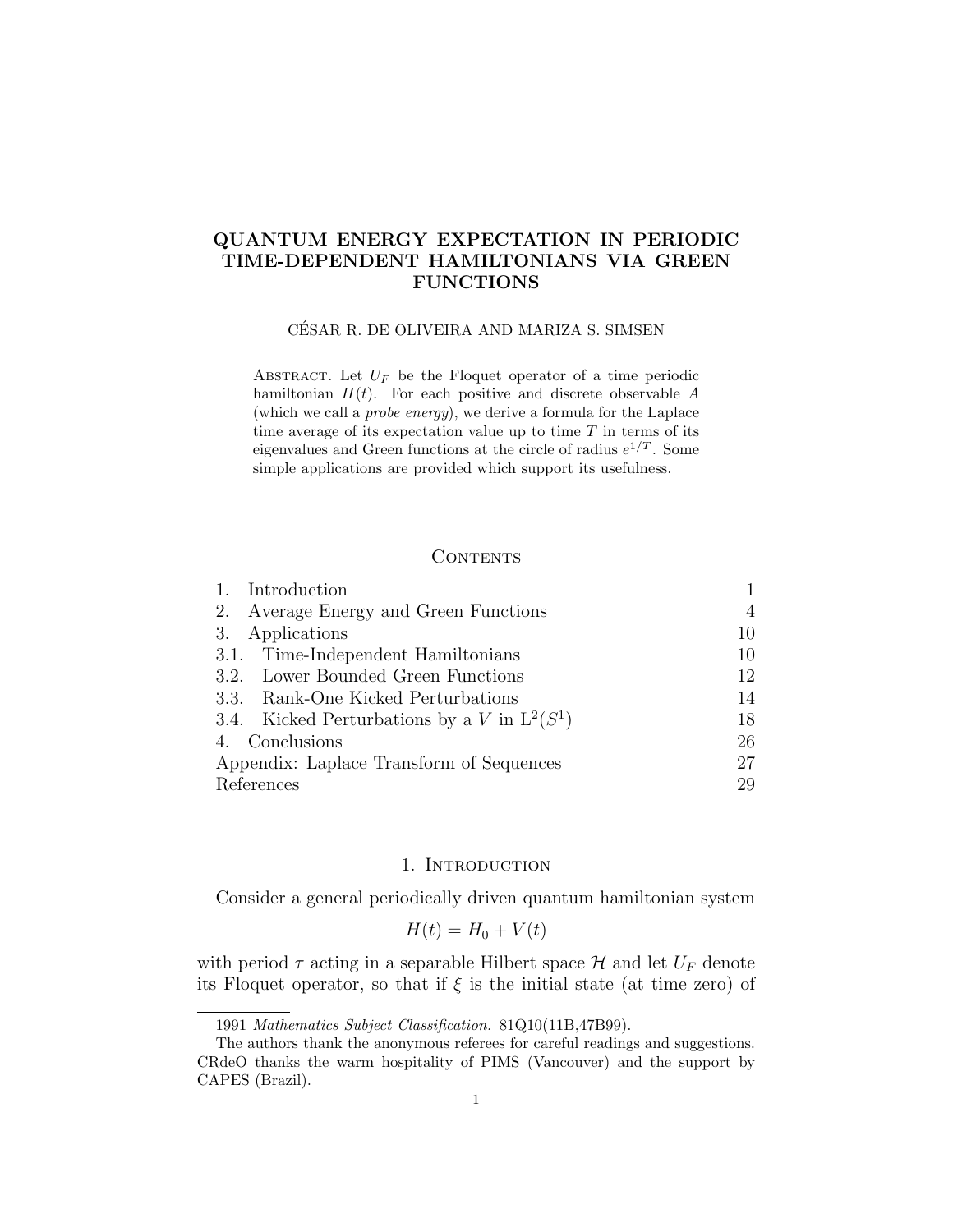# QUANTUM ENERGY EXPECTATION IN PERIODIC TIME-DEPENDENT HAMILTONIANS VIA GREEN FUNCTIONS

CÉSAR R. DE OLIVEIRA AND MARIZA S. SIMSEN

Abstract. Let $U_F$ be the Floquet operator of a time periodic hamiltonian $H(t)$. For each positive and discrete observable $A$ (which we call a *probe energy*), we derive a formula for the Laplace time average of its expectation value up to time $T$ in terms of its eigenvalues and Green functions at the circle of radius $e^{1/T}$. Some simple applications are provided which support its usefulness.

## Contents

| | |
|---|---|
| 1. Introduction | 1 |
| 2. Average Energy and Green Functions | 4 |
| 3. Applications | 10 |
| 3.1. Time-Independent Hamiltonians | 10 |
| 3.2. Lower Bounded Green Functions | 12 |
| 3.3. Rank-One Kicked Perturbations | 14 |
| 3.4. Kicked Perturbations by a $V$ in $\mathrm{L}^2(S^1)$ | 18 |
| 4. Conclusions | 26 |
| Appendix: Laplace Transform of Sequences | 27 |
| References | 29 |

## 1. Introduction

Consider a general periodically driven quantum hamiltonian system

$$H(t) = H_0 + V(t)$$

with period $\tau$ acting in a separable Hilbert space $\mathcal{H}$ and let $U_F$ denote its Floquet operator, so that if $\xi$ is the initial state (at time zero) of

---

1991 *Mathematics Subject Classification.* 81Q10(11B,47B99).

The authors thank the anonymous referees for careful readings and suggestions. CRdeO thanks the warm hospitality of PIMS (Vancouver) and the support by CAPES (Brazil).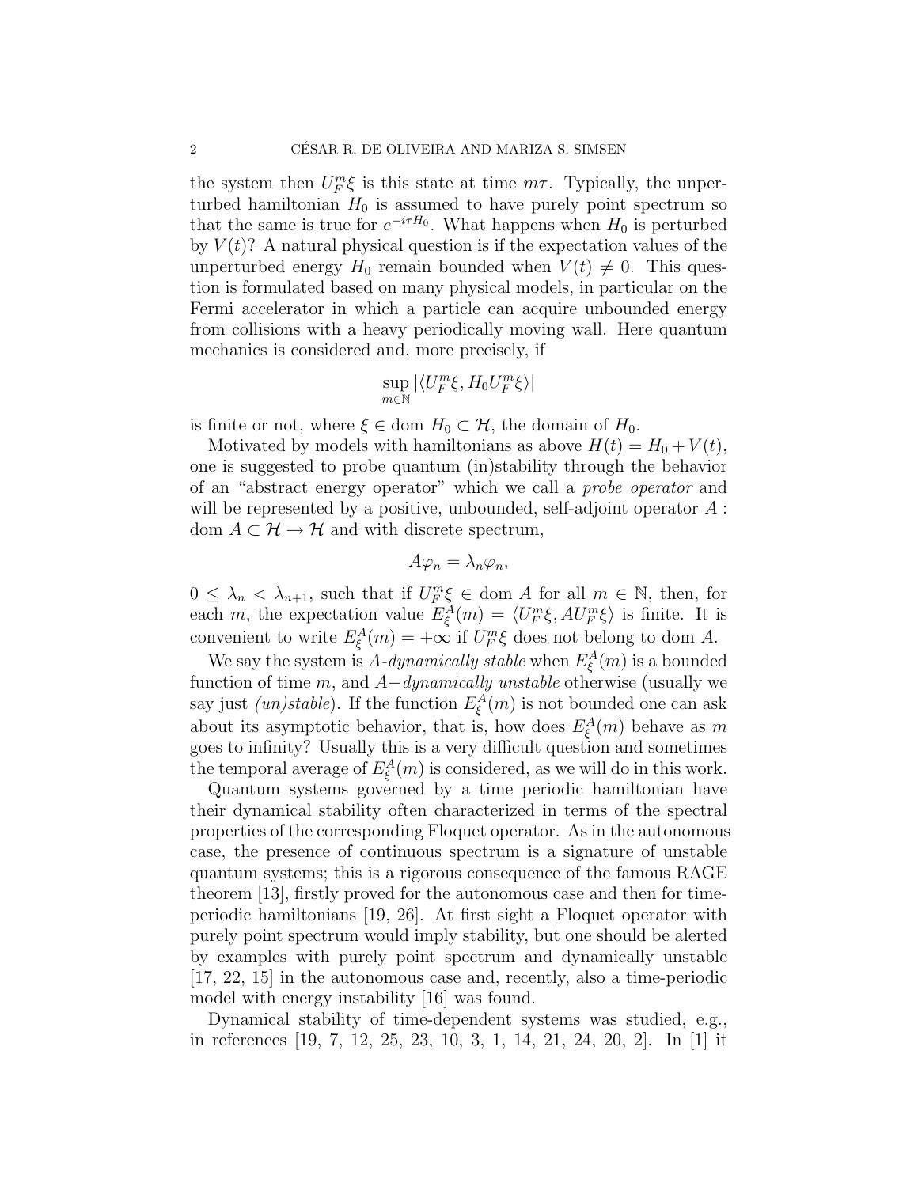the system then $U_F^m \xi$ is this state at time $m\tau$. Typically, the unperturbed hamiltonian $H_0$ is assumed to have purely point spectrum so that the same is true for $e^{-i\tau H_0}$. What happens when $H_0$ is perturbed by $V(t)$? A natural physical question is if the expectation values of the unperturbed energy $H_0$ remain bounded when $V(t) \neq 0$. This question is formulated based on many physical models, in particular on the Fermi accelerator in which a particle can acquire unbounded energy from collisions with a heavy periodically moving wall. Here quantum mechanics is considered and, more precisely, if

$$\sup_{m \in \mathbb{N}} |\langle U_F^m \xi, H_0 U_F^m \xi \rangle|$$

is finite or not, where $\xi \in \text{dom } H_0 \subset \mathcal{H}$, the domain of $H_0$.

Motivated by models with hamiltonians as above $H(t) = H_0 + V(t)$, one is suggested to probe quantum (in)stability through the behavior of an "abstract energy operator" which we call a *probe operator* and will be represented by a positive, unbounded, self-adjoint operator $A : \text{dom } A \subset \mathcal{H} \to \mathcal{H}$ and with discrete spectrum,

$$A\varphi_n = \lambda_n \varphi_n,$$

$0 \leq \lambda_n < \lambda_{n+1}$, such that if $U_F^m \xi \in \text{dom } A$ for all $m \in \mathbb{N}$, then, for each $m$, the expectation value $E_\xi^A(m) = \langle U_F^m \xi, A U_F^m \xi \rangle$ is finite. It is convenient to write $E_\xi^A(m) = +\infty$ if $U_F^m \xi$ does not belong to dom $A$.

We say the system is *$A$-dynamically stable* when $E_\xi^A(m)$ is a bounded function of time $m$, and *$A-$dynamically unstable* otherwise (usually we say just *(un)stable*). If the function $E_\xi^A(m)$ is not bounded one can ask about its asymptotic behavior, that is, how does $E_\xi^A(m)$ behave as $m$ goes to infinity? Usually this is a very difficult question and sometimes the temporal average of $E_\xi^A(m)$ is considered, as we will do in this work.

Quantum systems governed by a time periodic hamiltonian have their dynamical stability often characterized in terms of the spectral properties of the corresponding Floquet operator. As in the autonomous case, the presence of continuous spectrum is a signature of unstable quantum systems; this is a rigorous consequence of the famous RAGE theorem [13], firstly proved for the autonomous case and then for time-periodic hamiltonians [19, 26]. At first sight a Floquet operator with purely point spectrum would imply stability, but one should be alerted by examples with purely point spectrum and dynamically unstable [17, 22, 15] in the autonomous case and, recently, also a time-periodic model with energy instability [16] was found.

Dynamical stability of time-dependent systems was studied, e.g., in references [19, 7, 12, 25, 23, 10, 3, 1, 14, 21, 24, 20, 2]. In [1] it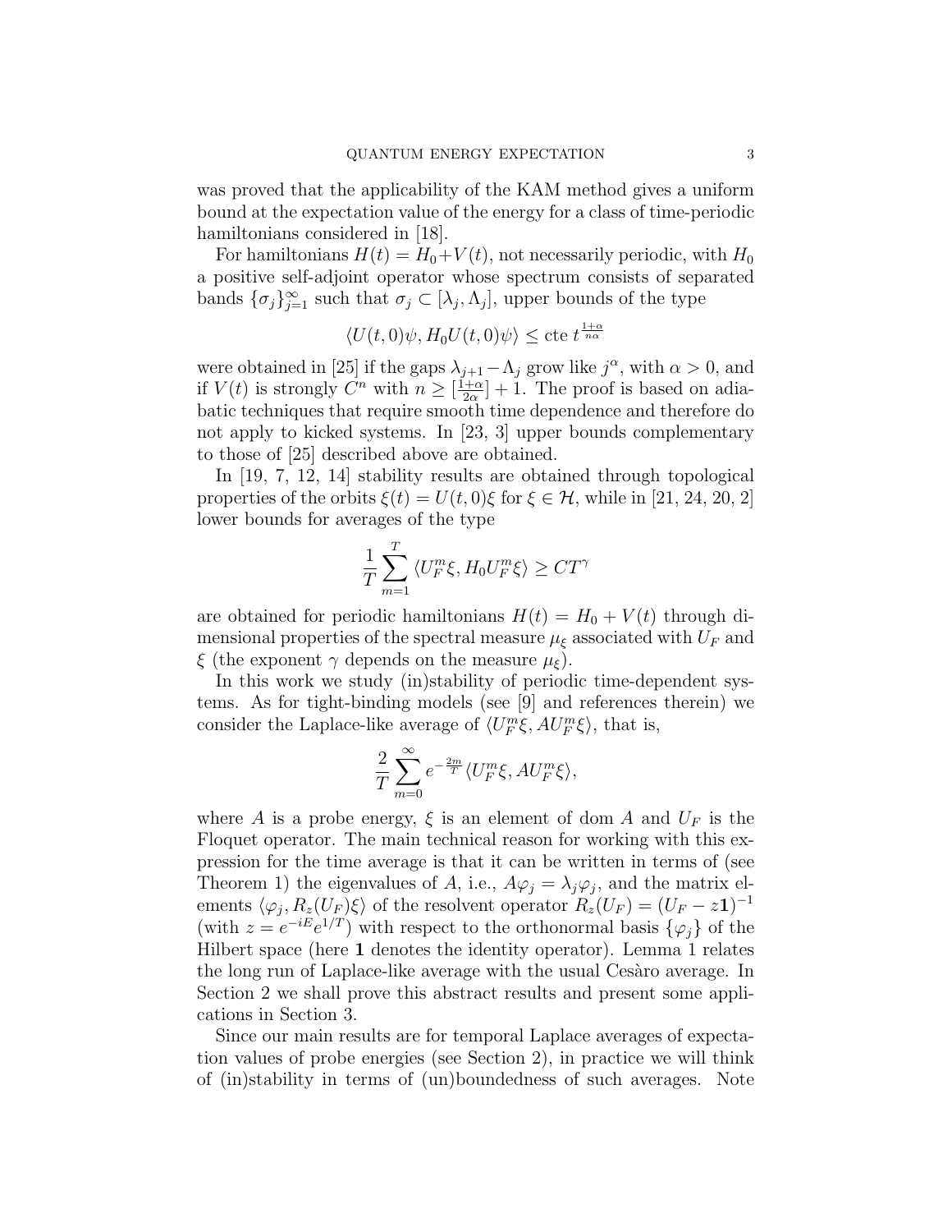was proved that the applicability of the KAM method gives a uniform bound at the expectation value of the energy for a class of time-periodic hamiltonians considered in [18].

For hamiltonians $H(t) = H_0 + V(t)$, not necessarily periodic, with $H_0$ a positive self-adjoint operator whose spectrum consists of separated bands $\{\sigma_j\}_{j=1}^{\infty}$ such that $\sigma_j \subset [\lambda_j, \Lambda_j]$, upper bounds of the type

$$\langle U(t,0)\psi, H_0 U(t,0)\psi\rangle \leq \text{cte}\; t^{\frac{1+\alpha}{n\alpha}}$$

were obtained in [25] if the gaps $\lambda_{j+1} - \Lambda_j$ grow like $j^{\alpha}$, with $\alpha > 0$, and if $V(t)$ is strongly $C^n$ with $n \geq [\frac{1+\alpha}{2\alpha}] + 1$. The proof is based on adiabatic techniques that require smooth time dependence and therefore do not apply to kicked systems. In [23, 3] upper bounds complementary to those of [25] described above are obtained.

In [19, 7, 12, 14] stability results are obtained through topological properties of the orbits $\xi(t) = U(t,0)\xi$ for $\xi \in \mathcal{H}$, while in [21, 24, 20, 2] lower bounds for averages of the type

$$\frac{1}{T}\sum_{m=1}^{T} \langle U_F^m \xi, H_0 U_F^m \xi\rangle \geq CT^{\gamma}$$

are obtained for periodic hamiltonians $H(t) = H_0 + V(t)$ through dimensional properties of the spectral measure $\mu_\xi$ associated with $U_F$ and $\xi$ (the exponent $\gamma$ depends on the measure $\mu_\xi$).

In this work we study (in)stability of periodic time-dependent systems. As for tight-binding models (see [9] and references therein) we consider the Laplace-like average of $\langle U_F^m \xi, AU_F^m \xi\rangle$, that is,

$$\frac{2}{T}\sum_{m=0}^{\infty} e^{-\frac{2m}{T}} \langle U_F^m \xi, AU_F^m \xi\rangle,$$

where $A$ is a probe energy, $\xi$ is an element of dom $A$ and $U_F$ is the Floquet operator. The main technical reason for working with this expression for the time average is that it can be written in terms of (see Theorem 1) the eigenvalues of $A$, i.e., $A\varphi_j = \lambda_j \varphi_j$, and the matrix elements $\langle \varphi_j, R_z(U_F)\xi\rangle$ of the resolvent operator $R_z(U_F) = (U_F - z\mathbf{1})^{-1}$ (with $z = e^{-iE}e^{1/T}$) with respect to the orthonormal basis $\{\varphi_j\}$ of the Hilbert space (here $\mathbf{1}$ denotes the identity operator). Lemma 1 relates the long run of Laplace-like average with the usual Cesàro average. In Section 2 we shall prove this abstract results and present some applications in Section 3.

Since our main results are for temporal Laplace averages of expectation values of probe energies (see Section 2), in practice we will think of (in)stability in terms of (un)boundedness of such averages. Note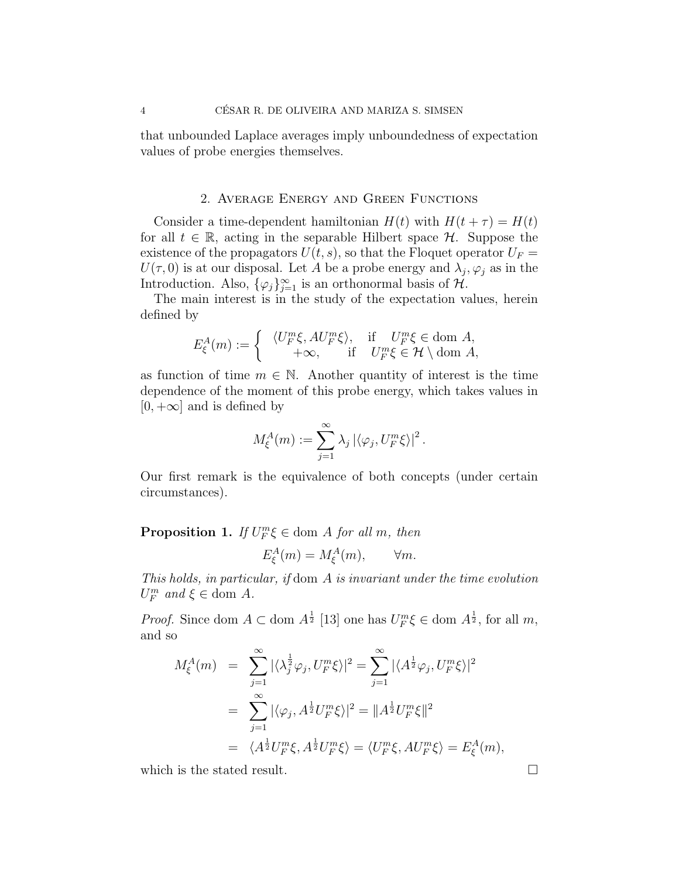that unbounded Laplace averages imply unboundedness of expectation values of probe energies themselves.

## 2. Average Energy and Green Functions

Consider a time-dependent hamiltonian $H(t)$ with $H(t+\tau) = H(t)$ for all $t \in \mathbb{R}$, acting in the separable Hilbert space $\mathcal{H}$. Suppose the existence of the propagators $U(t,s)$, so that the Floquet operator $U_F = U(\tau, 0)$ is at our disposal. Let $A$ be a probe energy and $\lambda_j, \varphi_j$ as in the Introduction. Also, $\{\varphi_j\}_{j=1}^{\infty}$ is an orthonormal basis of $\mathcal{H}$.

The main interest is in the study of the expectation values, herein defined by

$$E_\xi^A(m) := \begin{cases} \langle U_F^m \xi, A U_F^m \xi \rangle, & \text{if} \quad U_F^m \xi \in \text{dom } A, \\ +\infty, & \text{if} \quad U_F^m \xi \in \mathcal{H} \setminus \text{dom } A, \end{cases}$$

as function of time $m \in \mathbb{N}$. Another quantity of interest is the time dependence of the moment of this probe energy, which takes values in $[0, +\infty]$ and is defined by

$$M_\xi^A(m) := \sum_{j=1}^{\infty} \lambda_j \left| \langle \varphi_j, U_F^m \xi \rangle \right|^2 .$$

Our first remark is the equivalence of both concepts (under certain circumstances).

**Proposition 1.** *If* $U_F^m \xi \in \text{dom } A$ *for all* $m$*, then*

$$E_\xi^A(m) = M_\xi^A(m), \qquad \forall m.$$

*This holds, in particular, if* dom $A$ *is invariant under the time evolution* $U_F^m$ *and* $\xi \in \text{dom } A$*.*

*Proof.* Since dom $A \subset$ dom $A^{\frac{1}{2}}$ [13] one has $U_F^m \xi \in \text{dom } A^{\frac{1}{2}}$, for all $m$, and so

$$\begin{aligned} M_\xi^A(m) &= \sum_{j=1}^{\infty} |\langle \lambda_j^{\frac{1}{2}} \varphi_j, U_F^m \xi \rangle|^2 = \sum_{j=1}^{\infty} |\langle A^{\frac{1}{2}} \varphi_j, U_F^m \xi \rangle|^2 \\ &= \sum_{j=1}^{\infty} |\langle \varphi_j, A^{\frac{1}{2}} U_F^m \xi \rangle|^2 = \|A^{\frac{1}{2}} U_F^m \xi\|^2 \\ &= \langle A^{\frac{1}{2}} U_F^m \xi, A^{\frac{1}{2}} U_F^m \xi \rangle = \langle U_F^m \xi, A U_F^m \xi \rangle = E_\xi^A(m), \end{aligned}$$

which is the stated result. $\square$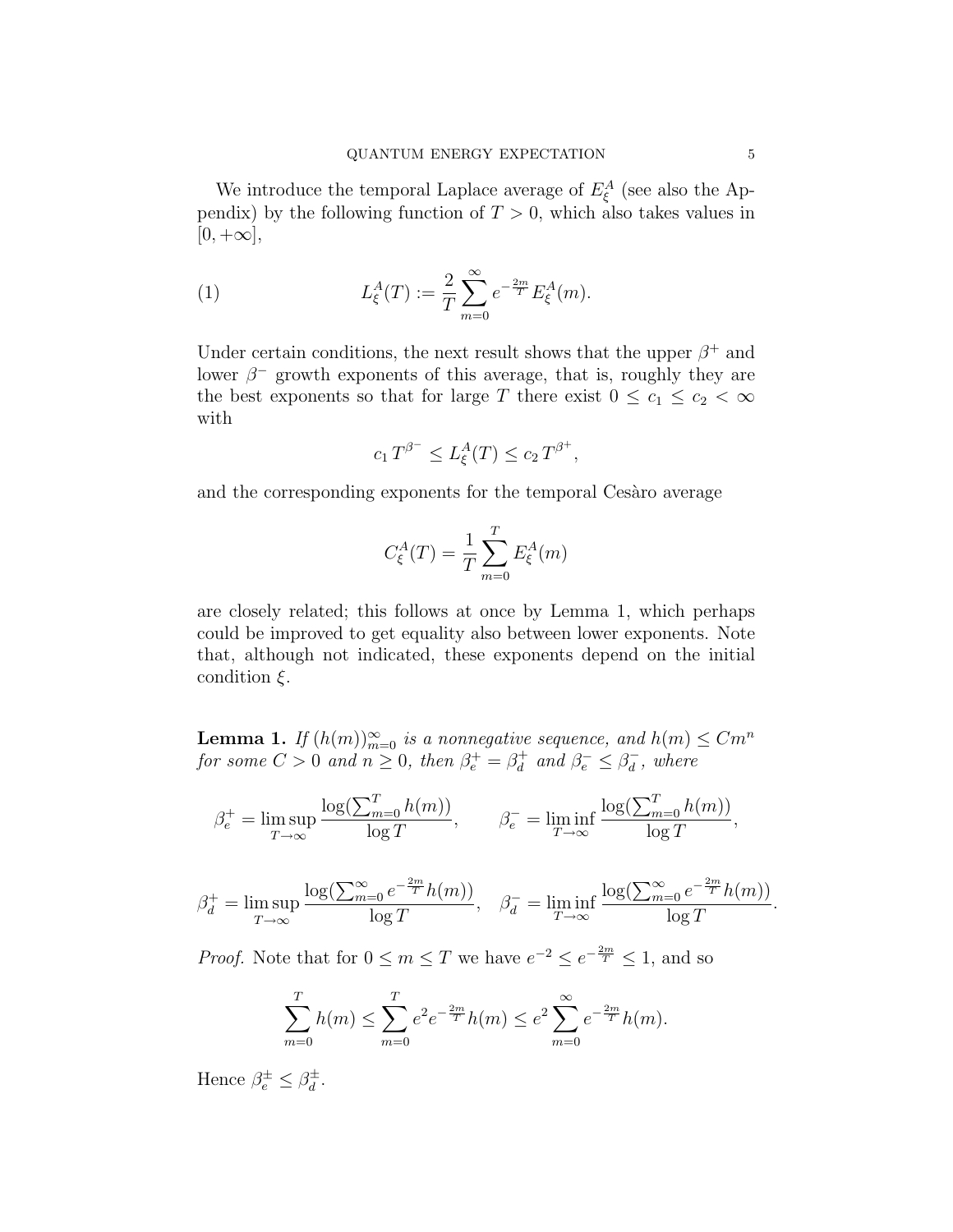We introduce the temporal Laplace average of $E_\xi^A$ (see also the Appendix) by the following function of $T > 0$, which also takes values in $[0, +\infty]$,

$$L_\xi^A(T) := \frac{2}{T} \sum_{m=0}^{\infty} e^{-\frac{2m}{T}} E_\xi^A(m). \tag{1}$$

Under certain conditions, the next result shows that the upper $\beta^+$ and lower $\beta^-$ growth exponents of this average, that is, roughly they are the best exponents so that for large $T$ there exist $0 \le c_1 \le c_2 < \infty$ with

$$c_1 \, T^{\beta^-} \le L_\xi^A(T) \le c_2 \, T^{\beta^+},$$

and the corresponding exponents for the temporal Cesàro average

$$C_\xi^A(T) = \frac{1}{T} \sum_{m=0}^{T} E_\xi^A(m)$$

are closely related; this follows at once by Lemma 1, which perhaps could be improved to get equality also between lower exponents. Note that, although not indicated, these exponents depend on the initial condition $\xi$.

**Lemma 1.** *If $(h(m))_{m=0}^\infty$ is a nonnegative sequence, and $h(m) \le Cm^n$ for some $C > 0$ and $n \ge 0$, then $\beta_e^+ = \beta_d^+$ and $\beta_e^- \le \beta_d^-$, where*

$$\beta_e^+ = \limsup_{T \to \infty} \frac{\log(\sum_{m=0}^T h(m))}{\log T}, \qquad \beta_e^- = \liminf_{T \to \infty} \frac{\log(\sum_{m=0}^T h(m))}{\log T},$$

$$\beta_d^+ = \limsup_{T \to \infty} \frac{\log(\sum_{m=0}^\infty e^{-\frac{2m}{T}} h(m))}{\log T}, \quad \beta_d^- = \liminf_{T \to \infty} \frac{\log(\sum_{m=0}^\infty e^{-\frac{2m}{T}} h(m))}{\log T}.$$

*Proof.* Note that for $0 \le m \le T$ we have $e^{-2} \le e^{-\frac{2m}{T}} \le 1$, and so

$$\sum_{m=0}^{T} h(m) \le \sum_{m=0}^{T} e^2 e^{-\frac{2m}{T}} h(m) \le e^2 \sum_{m=0}^{\infty} e^{-\frac{2m}{T}} h(m).$$

Hence $\beta_e^\pm \le \beta_d^\pm$.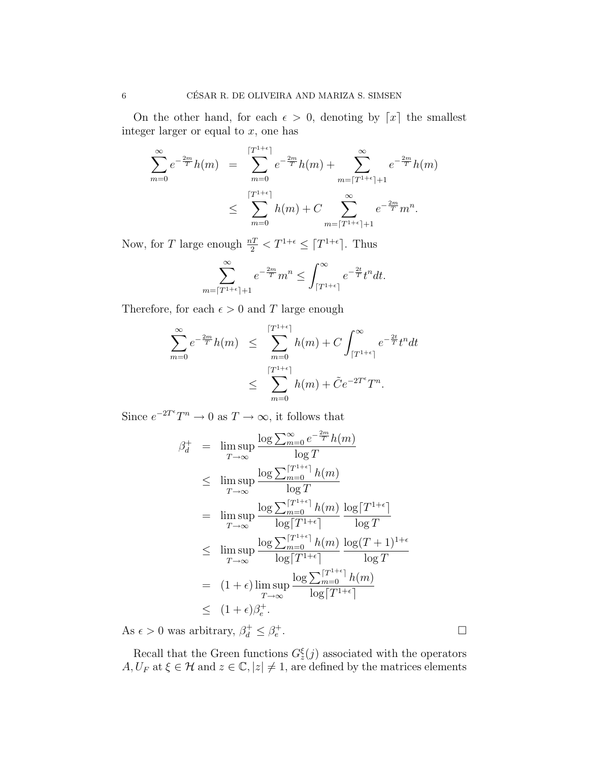On the other hand, for each $\epsilon > 0$, denoting by $\lceil x \rceil$ the smallest integer larger or equal to $x$, one has

$$
\begin{aligned}
\sum_{m=0}^{\infty} e^{-\frac{2m}{T}} h(m) &= \sum_{m=0}^{\lceil T^{1+\epsilon} \rceil} e^{-\frac{2m}{T}} h(m) + \sum_{m=\lceil T^{1+\epsilon} \rceil + 1}^{\infty} e^{-\frac{2m}{T}} h(m) \\
&\leq \sum_{m=0}^{\lceil T^{1+\epsilon} \rceil} h(m) + C \sum_{m=\lceil T^{1+\epsilon} \rceil + 1}^{\infty} e^{-\frac{2m}{T}} m^n.
\end{aligned}
$$

Now, for $T$ large enough $\frac{nT}{2} < T^{1+\epsilon} \leq \lceil T^{1+\epsilon} \rceil$. Thus

$$
\sum_{m=\lceil T^{1+\epsilon} \rceil + 1}^{\infty} e^{-\frac{2m}{T}} m^n \leq \int_{\lceil T^{1+\epsilon} \rceil}^{\infty} e^{-\frac{2t}{T}} t^n dt.
$$

Therefore, for each $\epsilon > 0$ and $T$ large enough

$$
\begin{aligned}
\sum_{m=0}^{\infty} e^{-\frac{2m}{T}} h(m) &\leq \sum_{m=0}^{\lceil T^{1+\epsilon} \rceil} h(m) + C \int_{\lceil T^{1+\epsilon} \rceil}^{\infty} e^{-\frac{2t}{T}} t^n dt \\
&\leq \sum_{m=0}^{\lceil T^{1+\epsilon} \rceil} h(m) + \tilde{C} e^{-2T^{\epsilon}} T^n.
\end{aligned}
$$

Since $e^{-2T^{\epsilon}} T^n \to 0$ as $T \to \infty$, it follows that

$$
\begin{aligned}
\beta_d^+ &= \limsup_{T \to \infty} \frac{\log \sum_{m=0}^{\infty} e^{-\frac{2m}{T}} h(m)}{\log T} \\
&\leq \limsup_{T \to \infty} \frac{\log \sum_{m=0}^{\lceil T^{1+\epsilon} \rceil} h(m)}{\log T} \\
&= \limsup_{T \to \infty} \frac{\log \sum_{m=0}^{\lceil T^{1+\epsilon} \rceil} h(m)}{\log \lceil T^{1+\epsilon} \rceil} \, \frac{\log \lceil T^{1+\epsilon} \rceil}{\log T} \\
&\leq \limsup_{T \to \infty} \frac{\log \sum_{m=0}^{\lceil T^{1+\epsilon} \rceil} h(m)}{\log \lceil T^{1+\epsilon} \rceil} \, \frac{\log (T+1)^{1+\epsilon}}{\log T} \\
&= (1+\epsilon) \limsup_{T \to \infty} \frac{\log \sum_{m=0}^{\lceil T^{1+\epsilon} \rceil} h(m)}{\log \lceil T^{1+\epsilon} \rceil} \\
&\leq (1+\epsilon) \beta_e^+.
\end{aligned}
$$

As $\epsilon > 0$ was arbitrary, $\beta_d^+ \leq \beta_e^+$. □

Recall that the Green functions $G_z^{\xi}(j)$ associated with the operators $A, U_F$ at $\xi \in \mathcal{H}$ and $z \in \mathbb{C}, |z| \neq 1$, are defined by the matrices elements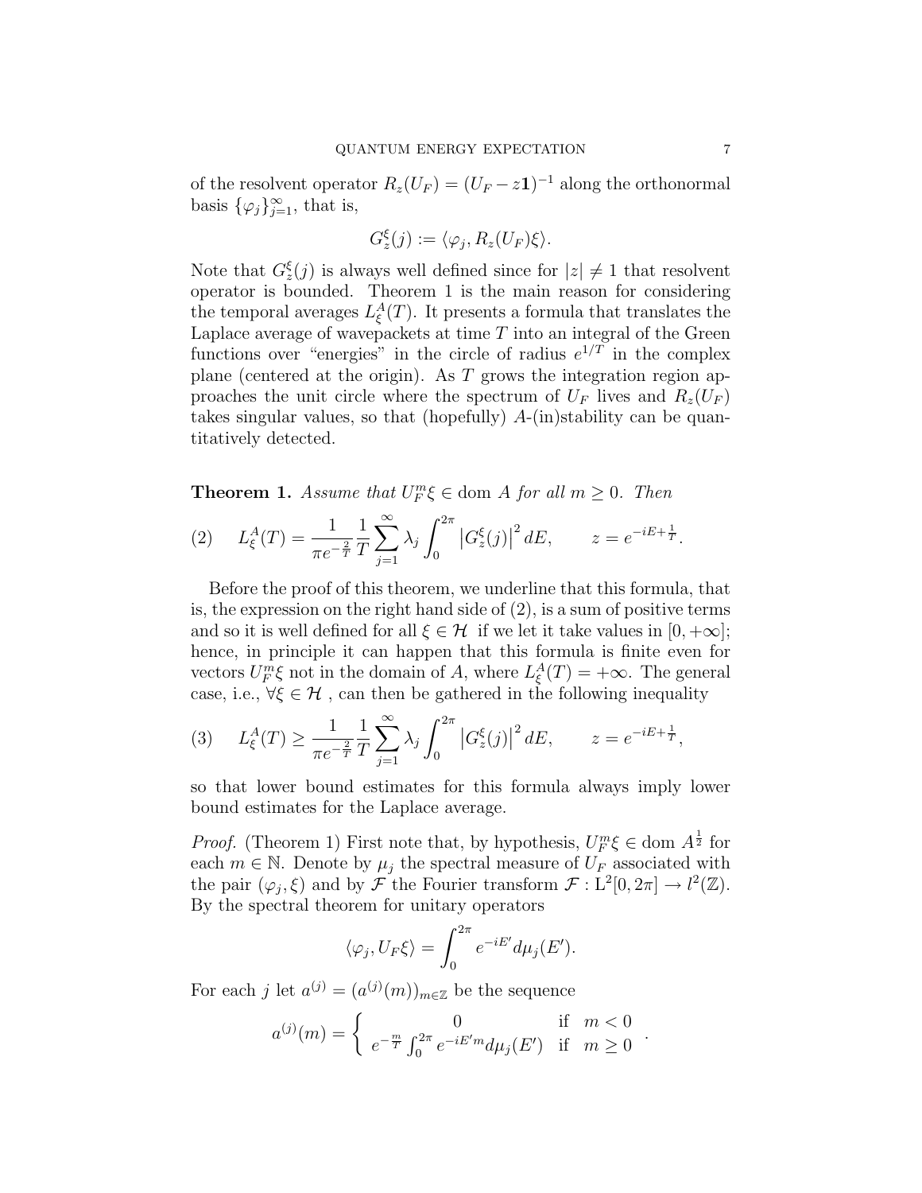of the resolvent operator $R_z(U_F) = (U_F - z\mathbf{1})^{-1}$ along the orthonormal basis $\{\varphi_j\}_{j=1}^{\infty}$, that is,

$$G_z^{\xi}(j) := \langle \varphi_j, R_z(U_F)\xi \rangle.$$

Note that $G_z^{\xi}(j)$ is always well defined since for $|z| \neq 1$ that resolvent operator is bounded. Theorem 1 is the main reason for considering the temporal averages $L_\xi^A(T)$. It presents a formula that translates the Laplace average of wavepackets at time $T$ into an integral of the Green functions over "energies" in the circle of radius $e^{1/T}$ in the complex plane (centered at the origin). As $T$ grows the integration region approaches the unit circle where the spectrum of $U_F$ lives and $R_z(U_F)$ takes singular values, so that (hopefully) $A$-(in)stability can be quantitatively detected.

**Theorem 1.** *Assume that $U_F^m \xi \in \operatorname{dom} A$ for all $m \geq 0$. Then*

$$L_\xi^A(T) = \frac{1}{\pi e^{-\frac{2}{T}}} \frac{1}{T} \sum_{j=1}^{\infty} \lambda_j \int_0^{2\pi} \left| G_z^{\xi}(j) \right|^2 dE, \qquad z = e^{-iE + \frac{1}{T}}. \tag{2}$$

Before the proof of this theorem, we underline that this formula, that is, the expression on the right hand side of (2), is a sum of positive terms and so it is well defined for all $\xi \in \mathcal{H}$ if we let it take values in $[0, +\infty]$; hence, in principle it can happen that this formula is finite even for vectors $U_F^m \xi$ not in the domain of $A$, where $L_\xi^A(T) = +\infty$. The general case, i.e., $\forall \xi \in \mathcal{H}$ , can then be gathered in the following inequality

$$L_\xi^A(T) \geq \frac{1}{\pi e^{-\frac{2}{T}}} \frac{1}{T} \sum_{j=1}^{\infty} \lambda_j \int_0^{2\pi} \left| G_z^{\xi}(j) \right|^2 dE, \qquad z = e^{-iE + \frac{1}{T}}, \tag{3}$$

so that lower bound estimates for this formula always imply lower bound estimates for the Laplace average.

*Proof.* (Theorem 1) First note that, by hypothesis, $U_F^m \xi \in \operatorname{dom} A^{\frac{1}{2}}$ for each $m \in \mathbb{N}$. Denote by $\mu_j$ the spectral measure of $U_F$ associated with the pair $(\varphi_j, \xi)$ and by $\mathcal{F}$ the Fourier transform $\mathcal{F} : \mathrm{L}^2[0, 2\pi] \to l^2(\mathbb{Z})$. By the spectral theorem for unitary operators

$$\langle \varphi_j, U_F \xi \rangle = \int_0^{2\pi} e^{-iE'} d\mu_j(E').$$

For each $j$ let $a^{(j)} = (a^{(j)}(m))_{m \in \mathbb{Z}}$ be the sequence

$$a^{(j)}(m) = \begin{cases} 0 & \text{if } \ m < 0 \\ e^{-\frac{m}{T}} \int_0^{2\pi} e^{-iE'm} d\mu_j(E') & \text{if } \ m \geq 0 \end{cases}.$$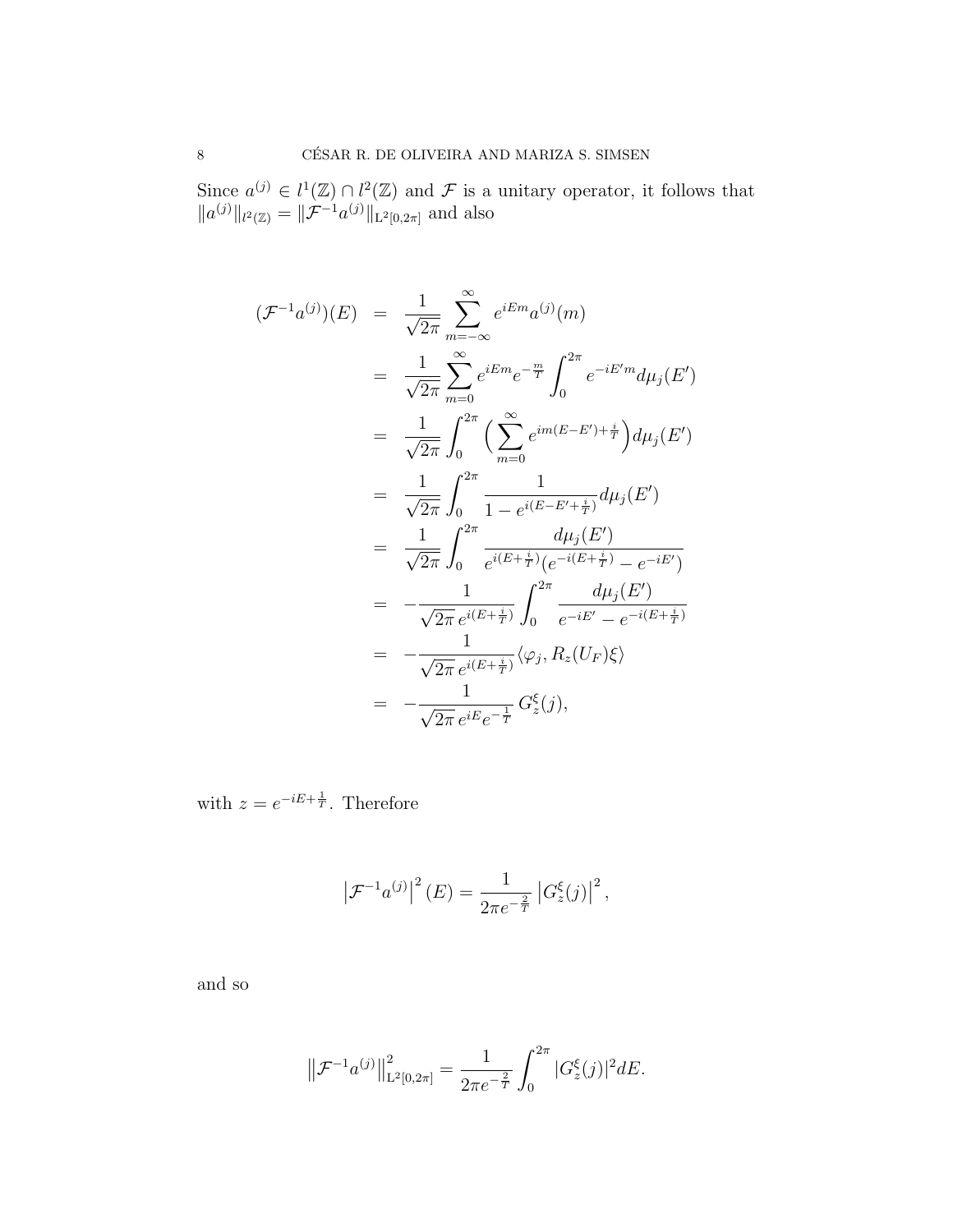Since $a^{(j)} \in l^1(\mathbb{Z}) \cap l^2(\mathbb{Z})$ and $\mathcal{F}$ is a unitary operator, it follows that $\|a^{(j)}\|_{l^2(\mathbb{Z})} = \|\mathcal{F}^{-1}a^{(j)}\|_{\mathrm{L}^2[0,2\pi]}$ and also

$$
\begin{aligned}
(\mathcal{F}^{-1}a^{(j)})(E) &= \frac{1}{\sqrt{2\pi}} \sum_{m=-\infty}^{\infty} e^{iEm} a^{(j)}(m) \\
&= \frac{1}{\sqrt{2\pi}} \sum_{m=0}^{\infty} e^{iEm} e^{-\frac{m}{T}} \int_0^{2\pi} e^{-iE'm} d\mu_j(E') \\
&= \frac{1}{\sqrt{2\pi}} \int_0^{2\pi} \Big( \sum_{m=0}^{\infty} e^{im(E-E')+\frac{i}{T}} \Big) d\mu_j(E') \\
&= \frac{1}{\sqrt{2\pi}} \int_0^{2\pi} \frac{1}{1 - e^{i(E-E'+\frac{i}{T})}} d\mu_j(E') \\
&= \frac{1}{\sqrt{2\pi}} \int_0^{2\pi} \frac{d\mu_j(E')}{e^{i(E+\frac{i}{T})}(e^{-i(E+\frac{i}{T})} - e^{-iE'})} \\
&= -\frac{1}{\sqrt{2\pi}\, e^{i(E+\frac{i}{T})}} \int_0^{2\pi} \frac{d\mu_j(E')}{e^{-iE'} - e^{-i(E+\frac{i}{T})}} \\
&= -\frac{1}{\sqrt{2\pi}\, e^{i(E+\frac{i}{T})}} \langle \varphi_j, R_z(U_F)\xi \rangle \\
&= -\frac{1}{\sqrt{2\pi}\, e^{iE} e^{-\frac{1}{T}}}\, G_z^{\xi}(j),
\end{aligned}
$$

with $z = e^{-iE+\frac{1}{T}}$. Therefore

$$
\left| \mathcal{F}^{-1}a^{(j)} \right|^2 (E) = \frac{1}{2\pi e^{-\frac{2}{T}}} \left| G_z^{\xi}(j) \right|^2,
$$

and so

$$
\left\| \mathcal{F}^{-1}a^{(j)} \right\|^2_{\mathrm{L}^2[0,2\pi]} = \frac{1}{2\pi e^{-\frac{2}{T}}} \int_0^{2\pi} |G_z^{\xi}(j)|^2 dE.
$$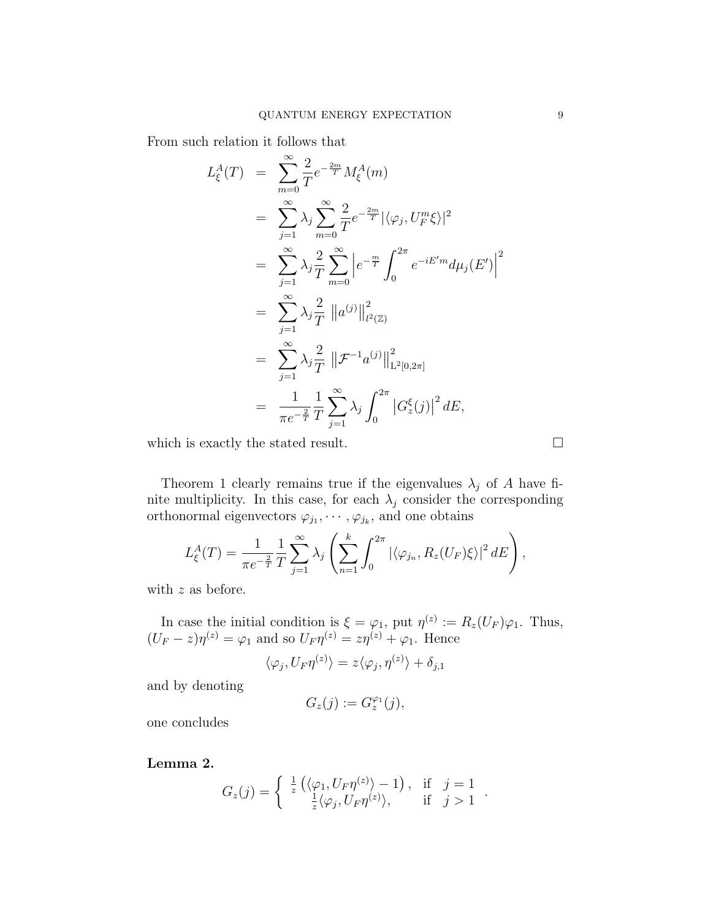From such relation it follows that

$$
\begin{aligned}
L^A_\xi(T) &= \sum_{m=0}^{\infty} \frac{2}{T} e^{-\frac{2m}{T}} M^A_\xi(m) \\
&= \sum_{j=1}^{\infty} \lambda_j \sum_{m=0}^{\infty} \frac{2}{T} e^{-\frac{2m}{T}} |\langle \varphi_j, U_F^m \xi \rangle|^2 \\
&= \sum_{j=1}^{\infty} \lambda_j \frac{2}{T} \sum_{m=0}^{\infty} \left| e^{-\frac{m}{T}} \int_0^{2\pi} e^{-iE'm} d\mu_j(E') \right|^2 \\
&= \sum_{j=1}^{\infty} \lambda_j \frac{2}{T} \ \left\| a^{(j)} \right\|^2_{l^2(\mathbb{Z})} \\
&= \sum_{j=1}^{\infty} \lambda_j \frac{2}{T} \ \left\| \mathcal{F}^{-1} a^{(j)} \right\|^2_{\mathrm{L}^2[0,2\pi]} \\
&= \frac{1}{\pi e^{-\frac{2}{T}}} \frac{1}{T} \sum_{j=1}^{\infty} \lambda_j \int_0^{2\pi} \left| G^\xi_z(j) \right|^2 dE,
\end{aligned}
$$

which is exactly the stated result. □

Theorem 1 clearly remains true if the eigenvalues $\lambda_j$ of $A$ have finite multiplicity. In this case, for each $\lambda_j$ consider the corresponding orthonormal eigenvectors $\varphi_{j_1}, \cdots, \varphi_{j_k}$, and one obtains

$$
L^A_\xi(T) = \frac{1}{\pi e^{-\frac{2}{T}}} \frac{1}{T} \sum_{j=1}^{\infty} \lambda_j \left( \sum_{n=1}^{k} \int_0^{2\pi} \left| \langle \varphi_{j_n}, R_z(U_F)\xi \rangle \right|^2 dE \right),
$$

with $z$ as before.

In case the initial condition is $\xi = \varphi_1$, put $\eta^{(z)} := R_z(U_F)\varphi_1$. Thus, $(U_F - z)\eta^{(z)} = \varphi_1$ and so $U_F \eta^{(z)} = z\eta^{(z)} + \varphi_1$. Hence

$$
\langle \varphi_j, U_F \eta^{(z)} \rangle = z \langle \varphi_j, \eta^{(z)} \rangle + \delta_{j,1}
$$

and by denoting

$$
G_z(j) := G_z^{\varphi_1}(j),
$$

one concludes

**Lemma 2.**

$$
G_z(j) = \left\{ \begin{array}{ll} \frac{1}{z} \left( \langle \varphi_1, U_F \eta^{(z)} \rangle - 1 \right), & \text{if} \quad j = 1 \\ \frac{1}{z} \langle \varphi_j, U_F \eta^{(z)} \rangle, & \text{if} \quad j > 1 \end{array} \right. .
$$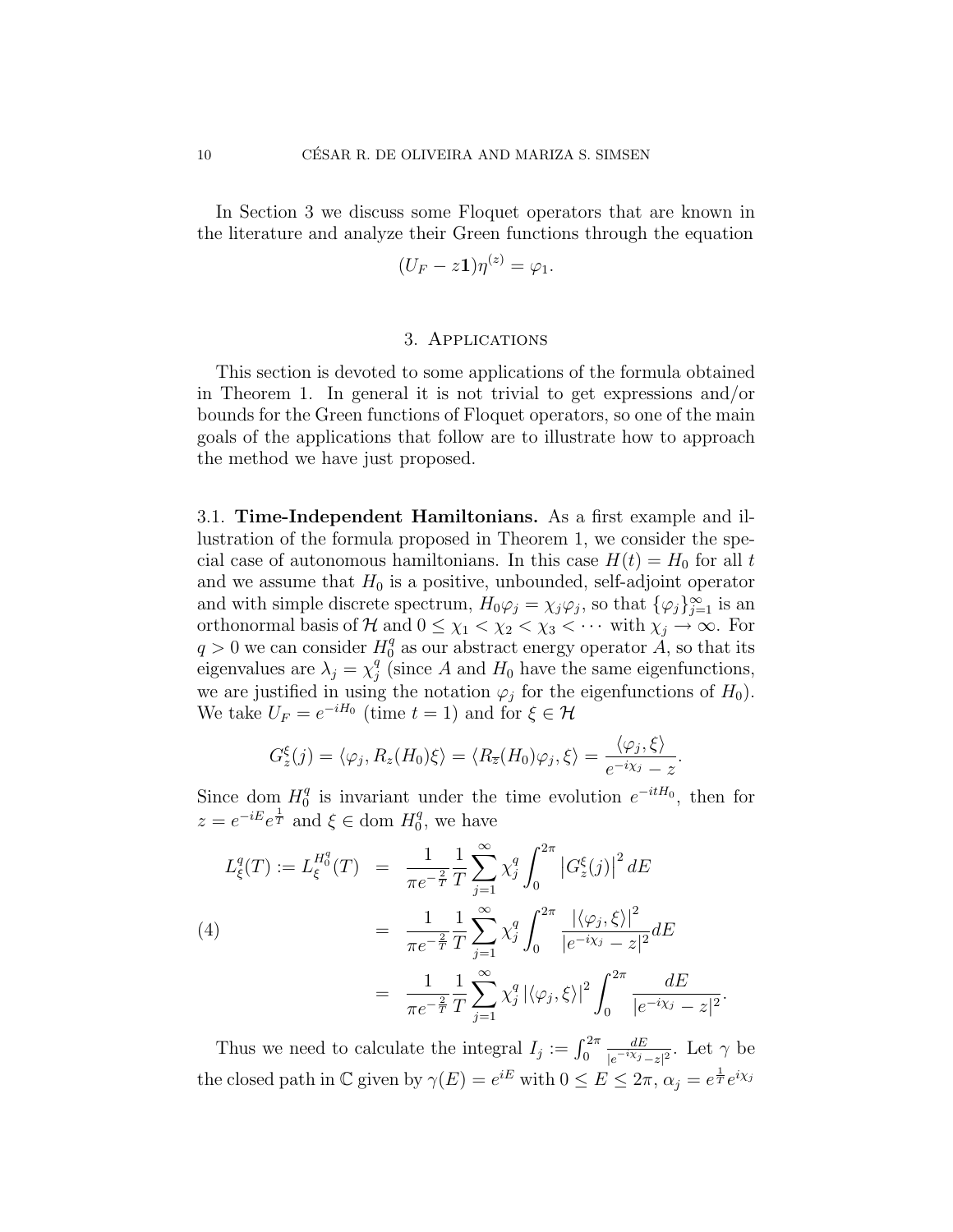In Section 3 we discuss some Floquet operators that are known in the literature and analyze their Green functions through the equation

$$(U_F - z\mathbf{1})\eta^{(z)} = \varphi_1.$$

## 3. Applications

This section is devoted to some applications of the formula obtained in Theorem 1. In general it is not trivial to get expressions and/or bounds for the Green functions of Floquet operators, so one of the main goals of the applications that follow are to illustrate how to approach the method we have just proposed.

3.1. **Time-Independent Hamiltonians.** As a first example and illustration of the formula proposed in Theorem 1, we consider the special case of autonomous hamiltonians. In this case $H(t) = H_0$ for all $t$ and we assume that $H_0$ is a positive, unbounded, self-adjoint operator and with simple discrete spectrum, $H_0\varphi_j = \chi_j\varphi_j$, so that $\{\varphi_j\}_{j=1}^{\infty}$ is an orthonormal basis of $\mathcal{H}$ and $0 \leq \chi_1 < \chi_2 < \chi_3 < \cdots$ with $\chi_j \to \infty$. For $q > 0$ we can consider $H_0^q$ as our abstract energy operator $A$, so that its eigenvalues are $\lambda_j = \chi_j^q$ (since $A$ and $H_0$ have the same eigenfunctions, we are justified in using the notation $\varphi_j$ for the eigenfunctions of $H_0$). We take $U_F = e^{-iH_0}$ (time $t = 1$) and for $\xi \in \mathcal{H}$

$$G_z^{\xi}(j) = \langle \varphi_j, R_z(H_0)\xi\rangle = \langle R_{\overline{z}}(H_0)\varphi_j, \xi\rangle = \frac{\langle \varphi_j, \xi\rangle}{e^{-i\chi_j} - z}.$$

Since dom $H_0^q$ is invariant under the time evolution $e^{-itH_0}$, then for $z = e^{-iE}e^{\frac{1}{T}}$ and $\xi \in$ dom $H_0^q$, we have

$$
\begin{aligned}
L_\xi^q(T) := L_\xi^{H_0^q}(T) &= \frac{1}{\pi e^{-\frac{2}{T}}}\frac{1}{T}\sum_{j=1}^{\infty}\chi_j^q\int_0^{2\pi}\left|G_z^{\xi}(j)\right|^2 dE \\
&= \frac{1}{\pi e^{-\frac{2}{T}}}\frac{1}{T}\sum_{j=1}^{\infty}\chi_j^q\int_0^{2\pi}\frac{|\langle\varphi_j,\xi\rangle|^2}{|e^{-i\chi_j} - z|^2}dE \qquad (4)\\
&= \frac{1}{\pi e^{-\frac{2}{T}}}\frac{1}{T}\sum_{j=1}^{\infty}\chi_j^q\,|\langle\varphi_j,\xi\rangle|^2\int_0^{2\pi}\frac{dE}{|e^{-i\chi_j} - z|^2}.
\end{aligned}
$$

Thus we need to calculate the integral $I_j := \int_0^{2\pi}\frac{dE}{|e^{-i\chi_j}-z|^2}$. Let $\gamma$ be the closed path in $\mathbb{C}$ given by $\gamma(E) = e^{iE}$ with $0 \leq E \leq 2\pi$, $\alpha_j = e^{\frac{1}{T}}e^{i\chi_j}$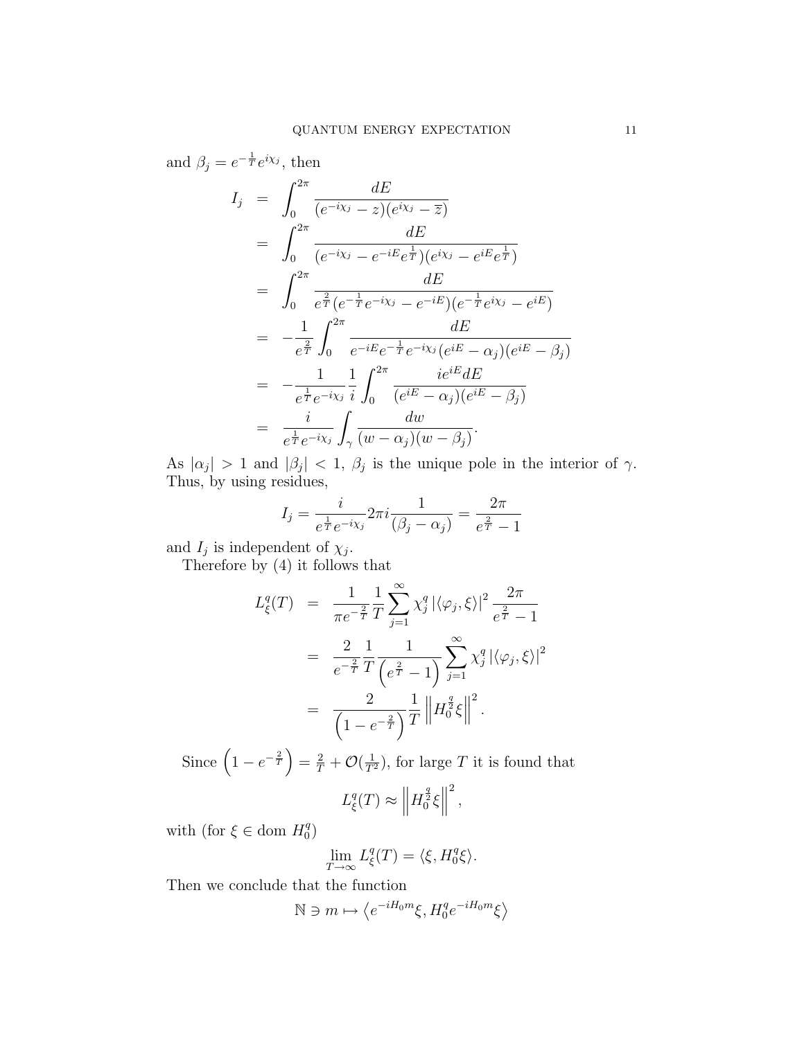and $\beta_j = e^{-\frac{1}{T}}e^{i\chi_j}$, then

$$
\begin{aligned}
I_j &= \int_0^{2\pi} \frac{dE}{(e^{-i\chi_j} - z)(e^{i\chi_j} - \overline{z})} \\
&= \int_0^{2\pi} \frac{dE}{(e^{-i\chi_j} - e^{-iE}e^{\frac{1}{T}})(e^{i\chi_j} - e^{iE}e^{\frac{1}{T}})} \\
&= \int_0^{2\pi} \frac{dE}{e^{\frac{2}{T}}(e^{-\frac{1}{T}}e^{-i\chi_j} - e^{-iE})(e^{-\frac{1}{T}}e^{i\chi_j} - e^{iE})} \\
&= -\frac{1}{e^{\frac{2}{T}}} \int_0^{2\pi} \frac{dE}{e^{-iE}e^{-\frac{1}{T}}e^{-i\chi_j}(e^{iE} - \alpha_j)(e^{iE} - \beta_j)} \\
&= -\frac{1}{e^{\frac{1}{T}}e^{-i\chi_j}} \frac{1}{i} \int_0^{2\pi} \frac{ie^{iE}dE}{(e^{iE} - \alpha_j)(e^{iE} - \beta_j)} \\
&= \frac{i}{e^{\frac{1}{T}}e^{-i\chi_j}} \int_\gamma \frac{dw}{(w - \alpha_j)(w - \beta_j)}.
\end{aligned}
$$

As $|\alpha_j| > 1$ and $|\beta_j| < 1$, $\beta_j$ is the unique pole in the interior of $\gamma$. Thus, by using residues,

$$
I_j = \frac{i}{e^{\frac{1}{T}}e^{-i\chi_j}} 2\pi i \frac{1}{(\beta_j - \alpha_j)} = \frac{2\pi}{e^{\frac{2}{T}} - 1}
$$

and $I_j$ is independent of $\chi_j$.

Therefore by (4) it follows that

$$
\begin{aligned}
L_\xi^q(T) &= \frac{1}{\pi e^{-\frac{2}{T}}} \frac{1}{T} \sum_{j=1}^{\infty} \chi_j^q \left|\langle \varphi_j, \xi \rangle\right|^2 \frac{2\pi}{e^{\frac{2}{T}} - 1} \\
&= \frac{2}{e^{-\frac{2}{T}}} \frac{1}{T} \frac{1}{\left(e^{\frac{2}{T}} - 1\right)} \sum_{j=1}^{\infty} \chi_j^q \left|\langle \varphi_j, \xi \rangle\right|^2 \\
&= \frac{2}{\left(1 - e^{-\frac{2}{T}}\right)} \frac{1}{T} \left\| H_0^{\frac{q}{2}} \xi \right\|^2.
\end{aligned}
$$

Since $\left(1 - e^{-\frac{2}{T}}\right) = \frac{2}{T} + \mathcal{O}(\frac{1}{T^2})$, for large $T$ it is found that

$$
L_\xi^q(T) \approx \left\| H_0^{\frac{q}{2}} \xi \right\|^2,
$$

with (for $\xi \in \operatorname{dom} H_0^q$)

$$
\lim_{T \to \infty} L_\xi^q(T) = \langle \xi, H_0^q \xi \rangle.
$$

Then we conclude that the function

$$
\mathbb{N} \ni m \mapsto \left\langle e^{-iH_0 m}\xi, H_0^q e^{-iH_0 m}\xi \right\rangle
$$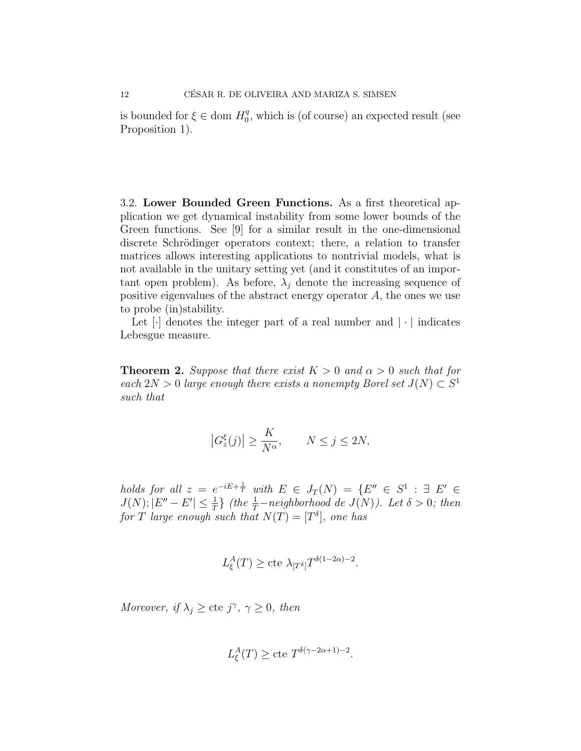is bounded for $\xi \in \operatorname{dom} H_0^q$, which is (of course) an expected result (see Proposition 1).

3.2. **Lower Bounded Green Functions.** As a first theoretical application we get dynamical instability from some lower bounds of the Green functions. See [9] for a similar result in the one-dimensional discrete Schrödinger operators context; there, a relation to transfer matrices allows interesting applications to nontrivial models, what is not available in the unitary setting yet (and it constitutes of an important open problem). As before, $\lambda_j$ denote the increasing sequence of positive eigenvalues of the abstract energy operator $A$, the ones we use to probe (in)stability.

Let $[\cdot]$ denotes the integer part of a real number and $|\cdot|$ indicates Lebesgue measure.

**Theorem 2.** *Suppose that there exist $K > 0$ and $\alpha > 0$ such that for each $2N > 0$ large enough there exists a nonempty Borel set $J(N) \subset S^1$ such that*

$$\left|G_z^{\xi}(j)\right| \geq \frac{K}{N^{\alpha}}, \qquad N \leq j \leq 2N,$$

*holds for all $z = e^{-iE+\frac{1}{T}}$ with $E \in J_T(N) = \{E'' \in S^1 : \exists\ E' \in J(N); |E'' - E'| \leq \frac{1}{T}\}$ (the $\frac{1}{T}-$neighborhood de $J(N)$). Let $\delta > 0$; then for $T$ large enough such that $N(T) = [T^{\delta}]$, one has*

$$L_{\xi}^{A}(T) \geq \text{cte } \lambda_{[T^{\delta}]} T^{\delta(1-2\alpha)-2}.$$

*Moreover, if $\lambda_j \geq \text{cte } j^{\gamma}$, $\gamma \geq 0$, then*

$$L_{\xi}^{A}(T) \geq \text{cte } T^{\delta(\gamma-2\alpha+1)-2}.$$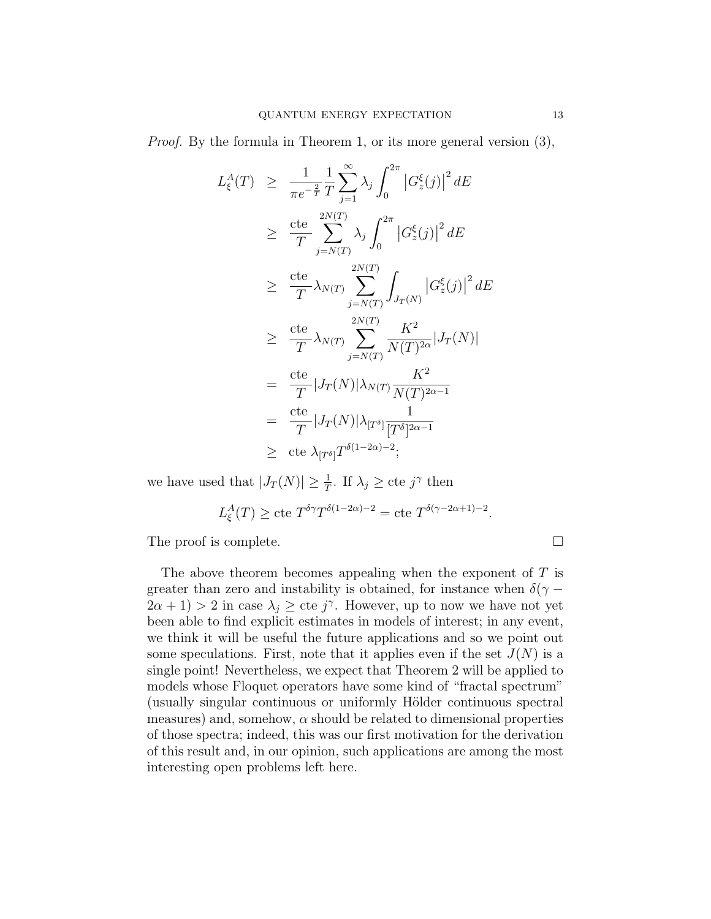*Proof.* By the formula in Theorem 1, or its more general version (3),

$$
\begin{aligned}
L_\xi^A(T) &\geq \frac{1}{\pi e^{-\frac{2}{T}}} \frac{1}{T} \sum_{j=1}^{\infty} \lambda_j \int_0^{2\pi} \left| G_z^\xi(j) \right|^2 dE \\
&\geq \frac{\text{cte}}{T} \sum_{j=N(T)}^{2N(T)} \lambda_j \int_0^{2\pi} \left| G_z^\xi(j) \right|^2 dE \\
&\geq \frac{\text{cte}}{T} \lambda_{N(T)} \sum_{j=N(T)}^{2N(T)} \int_{J_T(N)} \left| G_z^\xi(j) \right|^2 dE \\
&\geq \frac{\text{cte}}{T} \lambda_{N(T)} \sum_{j=N(T)}^{2N(T)} \frac{K^2}{N(T)^{2\alpha}} |J_T(N)| \\
&= \frac{\text{cte}}{T} |J_T(N)| \lambda_{N(T)} \frac{K^2}{N(T)^{2\alpha-1}} \\
&= \frac{\text{cte}}{T} |J_T(N)| \lambda_{[T^\delta]} \frac{1}{[T^\delta]^{2\alpha-1}} \\
&\geq \text{cte } \lambda_{[T^\delta]} T^{\delta(1-2\alpha)-2};
\end{aligned}
$$

we have used that $|J_T(N)| \geq \frac{1}{T}$. If $\lambda_j \geq \text{cte } j^\gamma$ then

$$
L_\xi^A(T) \geq \text{cte } T^{\delta\gamma} T^{\delta(1-2\alpha)-2} = \text{cte } T^{\delta(\gamma-2\alpha+1)-2}.
$$

The proof is complete. $\square$

The above theorem becomes appealing when the exponent of $T$ is greater than zero and instability is obtained, for instance when $\delta(\gamma - 2\alpha + 1) > 2$ in case $\lambda_j \geq \text{cte } j^\gamma$. However, up to now we have not yet been able to find explicit estimates in models of interest; in any event, we think it will be useful the future applications and so we point out some speculations. First, note that it applies even if the set $J(N)$ is a single point! Nevertheless, we expect that Theorem 2 will be applied to models whose Floquet operators have some kind of "fractal spectrum" (usually singular continuous or uniformly Hölder continuous spectral measures) and, somehow, $\alpha$ should be related to dimensional properties of those spectra; indeed, this was our first motivation for the derivation of this result and, in our opinion, such applications are among the most interesting open problems left here.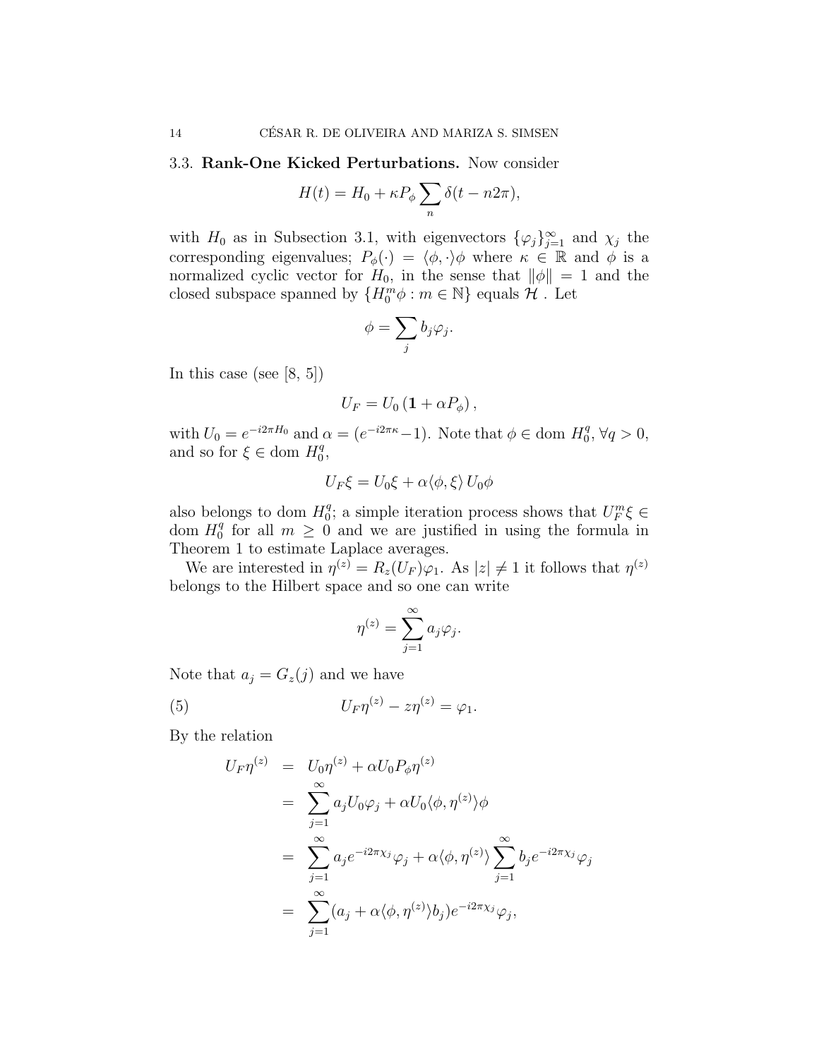### 3.3. **Rank-One Kicked Perturbations.**

Now consider

$$H(t) = H_0 + \kappa P_\phi \sum_n \delta(t - n2\pi),$$

with $H_0$ as in Subsection 3.1, with eigenvectors $\{\varphi_j\}_{j=1}^\infty$ and $\chi_j$ the corresponding eigenvalues; $P_\phi(\cdot) = \langle \phi, \cdot \rangle \phi$ where $\kappa \in \mathbb{R}$ and $\phi$ is a normalized cyclic vector for $H_0$, in the sense that $\|\phi\| = 1$ and the closed subspace spanned by $\{H_0^m \phi : m \in \mathbb{N}\}$ equals $\mathcal{H}$ . Let

$$\phi = \sum_j b_j \varphi_j.$$

In this case (see [8, 5])

$$U_F = U_0 \left( \mathbf{1} + \alpha P_\phi \right),$$

with $U_0 = e^{-i2\pi H_0}$ and $\alpha = (e^{-i2\pi\kappa} - 1)$. Note that $\phi \in \text{dom } H_0^q$, $\forall q > 0$, and so for $\xi \in \text{dom } H_0^q$,

$$U_F \xi = U_0 \xi + \alpha \langle \phi, \xi \rangle \, U_0 \phi$$

also belongs to dom $H_0^q$; a simple iteration process shows that $U_F^m \xi \in$ dom $H_0^q$ for all $m \geq 0$ and we are justified in using the formula in Theorem 1 to estimate Laplace averages.

We are interested in $\eta^{(z)} = R_z(U_F)\varphi_1$. As $|z| \neq 1$ it follows that $\eta^{(z)}$ belongs to the Hilbert space and so one can write

$$\eta^{(z)} = \sum_{j=1}^\infty a_j \varphi_j.$$

Note that $a_j = G_z(j)$ and we have

$$U_F \eta^{(z)} - z \eta^{(z)} = \varphi_1. \tag{5}$$

By the relation

$$\begin{aligned}
U_F \eta^{(z)} &= U_0 \eta^{(z)} + \alpha U_0 P_\phi \eta^{(z)} \\
&= \sum_{j=1}^\infty a_j U_0 \varphi_j + \alpha U_0 \langle \phi, \eta^{(z)} \rangle \phi \\
&= \sum_{j=1}^\infty a_j e^{-i2\pi\chi_j} \varphi_j + \alpha \langle \phi, \eta^{(z)} \rangle \sum_{j=1}^\infty b_j e^{-i2\pi\chi_j} \varphi_j \\
&= \sum_{j=1}^\infty (a_j + \alpha \langle \phi, \eta^{(z)} \rangle b_j) e^{-i2\pi\chi_j} \varphi_j,
\end{aligned}$$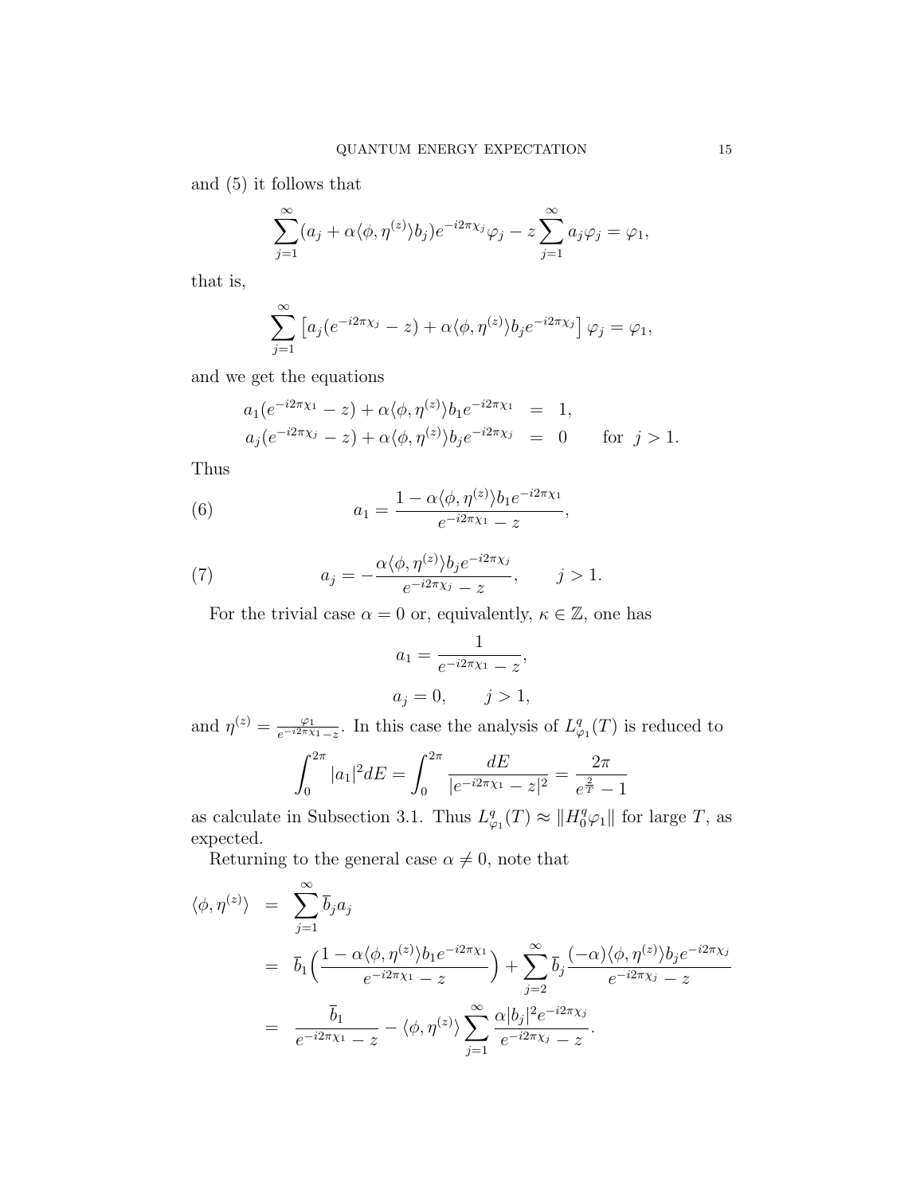and (5) it follows that

$$\sum_{j=1}^{\infty}(a_j + \alpha\langle\phi, \eta^{(z)}\rangle b_j)e^{-i2\pi\chi_j}\varphi_j - z\sum_{j=1}^{\infty} a_j\varphi_j = \varphi_1,$$

that is,

$$\sum_{j=1}^{\infty}\left[a_j(e^{-i2\pi\chi_j} - z) + \alpha\langle\phi, \eta^{(z)}\rangle b_j e^{-i2\pi\chi_j}\right]\varphi_j = \varphi_1,$$

and we get the equations

$$\begin{aligned}
a_1(e^{-i2\pi\chi_1} - z) + \alpha\langle\phi, \eta^{(z)}\rangle b_1 e^{-i2\pi\chi_1} &= 1, \\
a_j(e^{-i2\pi\chi_j} - z) + \alpha\langle\phi, \eta^{(z)}\rangle b_j e^{-i2\pi\chi_j} &= 0 \qquad \text{for } j > 1.
\end{aligned}$$

Thus

$$a_1 = \frac{1 - \alpha\langle\phi, \eta^{(z)}\rangle b_1 e^{-i2\pi\chi_1}}{e^{-i2\pi\chi_1} - z}, \tag{6}$$

$$a_j = -\frac{\alpha\langle\phi, \eta^{(z)}\rangle b_j e^{-i2\pi\chi_j}}{e^{-i2\pi\chi_j} - z}, \qquad j > 1. \tag{7}$$

For the trivial case $\alpha = 0$ or, equivalently, $\kappa \in \mathbb{Z}$, one has

$$a_1 = \frac{1}{e^{-i2\pi\chi_1} - z},$$

$$a_j = 0, \qquad j > 1,$$

and $\eta^{(z)} = \frac{\varphi_1}{e^{-i2\pi\chi_1} - z}$. In this case the analysis of $L^q_{\varphi_1}(T)$ is reduced to

$$\int_0^{2\pi} |a_1|^2 dE = \int_0^{2\pi} \frac{dE}{|e^{-i2\pi\chi_1} - z|^2} = \frac{2\pi}{e^{\frac{2}{T}} - 1}$$

as calculate in Subsection 3.1. Thus $L^q_{\varphi_1}(T) \approx \|H^q_0\varphi_1\|$ for large $T$, as expected.

Returning to the general case $\alpha \neq 0$, note that

$$\begin{aligned}
\langle\phi, \eta^{(z)}\rangle &= \sum_{j=1}^{\infty} \overline{b}_j a_j \\
&= \overline{b}_1\Big(\frac{1 - \alpha\langle\phi, \eta^{(z)}\rangle b_1 e^{-i2\pi\chi_1}}{e^{-i2\pi\chi_1} - z}\Big) + \sum_{j=2}^{\infty} \overline{b}_j \frac{(-\alpha)\langle\phi, \eta^{(z)}\rangle b_j e^{-i2\pi\chi_j}}{e^{-i2\pi\chi_j} - z} \\
&= \frac{\overline{b}_1}{e^{-i2\pi\chi_1} - z} - \langle\phi, \eta^{(z)}\rangle \sum_{j=1}^{\infty} \frac{\alpha|b_j|^2 e^{-i2\pi\chi_j}}{e^{-i2\pi\chi_j} - z}.
\end{aligned}$$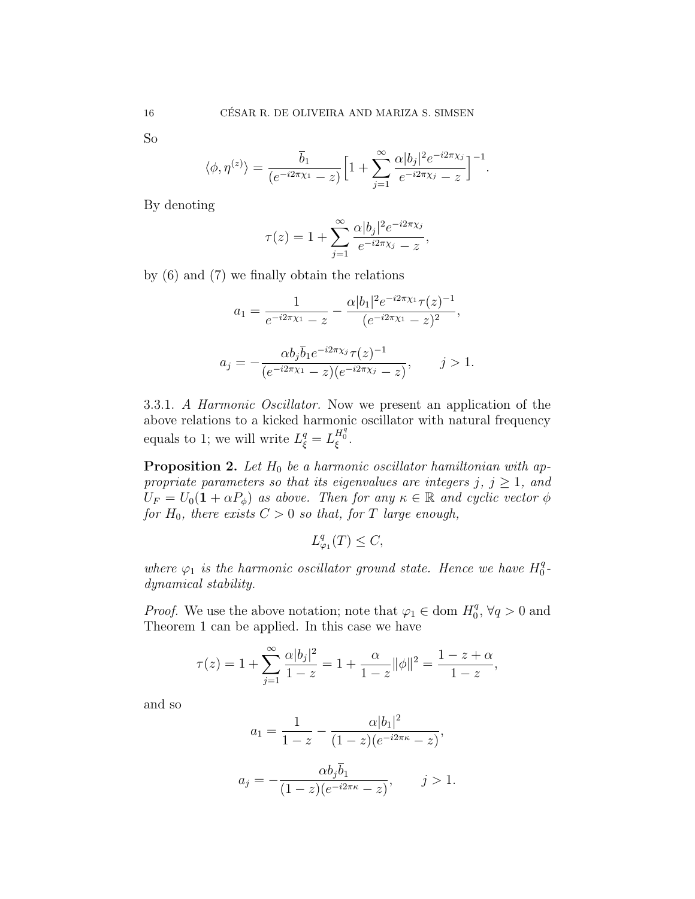So

$$\langle \phi, \eta^{(z)} \rangle = \frac{\overline{b}_1}{(e^{-i2\pi\chi_1} - z)} \Big[ 1 + \sum_{j=1}^{\infty} \frac{\alpha |b_j|^2 e^{-i2\pi\chi_j}}{e^{-i2\pi\chi_j} - z} \Big]^{-1}.$$

By denoting

$$\tau(z) = 1 + \sum_{j=1}^{\infty} \frac{\alpha |b_j|^2 e^{-i2\pi\chi_j}}{e^{-i2\pi\chi_j} - z},$$

by (6) and (7) we finally obtain the relations

$$a_1 = \frac{1}{e^{-i2\pi\chi_1} - z} - \frac{\alpha |b_1|^2 e^{-i2\pi\chi_1} \tau(z)^{-1}}{(e^{-i2\pi\chi_1} - z)^2},$$

$$a_j = -\frac{\alpha b_j \overline{b}_1 e^{-i2\pi\chi_j} \tau(z)^{-1}}{(e^{-i2\pi\chi_1} - z)(e^{-i2\pi\chi_j} - z)}, \qquad j > 1.$$

3.3.1. *A Harmonic Oscillator.* Now we present an application of the above relations to a kicked harmonic oscillator with natural frequency equals to 1; we will write $L^q_\xi = L^{H_0^q}_\xi$.

**Proposition 2.** *Let $H_0$ be a harmonic oscillator hamiltonian with appropriate parameters so that its eigenvalues are integers $j$, $j \geq 1$, and $U_F = U_0(\mathbf{1} + \alpha P_\phi)$ as above. Then for any $\kappa \in \mathbb{R}$ and cyclic vector $\phi$ for $H_0$, there exists $C > 0$ so that, for $T$ large enough,*

$$L^q_{\varphi_1}(T) \leq C,$$

*where $\varphi_1$ is the harmonic oscillator ground state. Hence we have $H_0^q$-dynamical stability.*

*Proof.* We use the above notation; note that $\varphi_1 \in \text{dom } H_0^q$, $\forall q > 0$ and Theorem 1 can be applied. In this case we have

$$\tau(z) = 1 + \sum_{j=1}^{\infty} \frac{\alpha |b_j|^2}{1 - z} = 1 + \frac{\alpha}{1 - z} \|\phi\|^2 = \frac{1 - z + \alpha}{1 - z},$$

and so

$$a_1 = \frac{1}{1 - z} - \frac{\alpha |b_1|^2}{(1 - z)(e^{-i2\pi\kappa} - z)},$$

$$a_j = -\frac{\alpha b_j \overline{b}_1}{(1 - z)(e^{-i2\pi\kappa} - z)}, \qquad j > 1.$$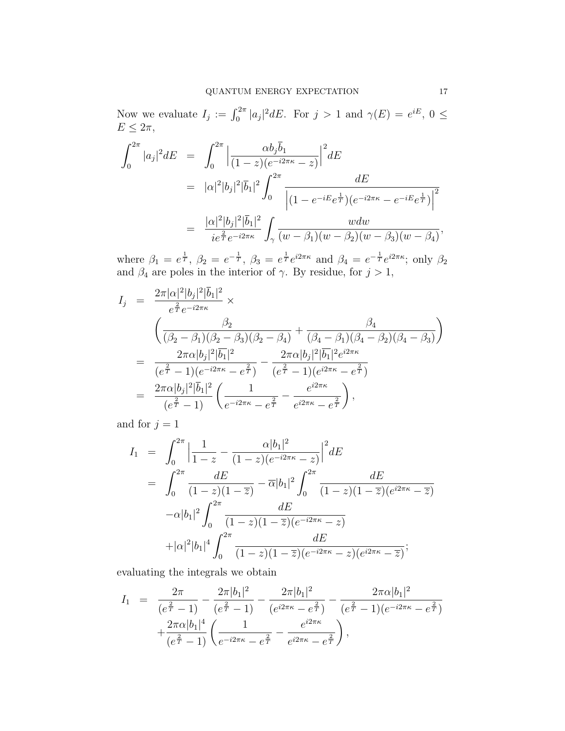Now we evaluate $I_j := \int_0^{2\pi} |a_j|^2 dE$. For $j > 1$ and $\gamma(E) = e^{iE}$, $0 \leq E \leq 2\pi$,

$$
\begin{aligned}
\int_0^{2\pi} |a_j|^2 dE &= \int_0^{2\pi} \Big| \frac{\alpha b_j \overline{b}_1}{(1-z)(e^{-i2\pi\kappa} - z)} \Big|^2 dE \\
&= |\alpha|^2 |b_j|^2 |\overline{b}_1|^2 \int_0^{2\pi} \frac{dE}{\Big|(1 - e^{-iE} e^{\frac{1}{T}})(e^{-i2\pi\kappa} - e^{-iE} e^{\frac{1}{T}})\Big|^2} \\
&= \frac{|\alpha|^2 |b_j|^2 |\overline{b}_1|^2}{i e^{\frac{2}{T}} e^{-i2\pi\kappa}} \int_\gamma \frac{w dw}{(w-\beta_1)(w-\beta_2)(w-\beta_3)(w-\beta_4)},
\end{aligned}
$$

where $\beta_1 = e^{\frac{1}{T}}$, $\beta_2 = e^{-\frac{1}{T}}$, $\beta_3 = e^{\frac{1}{T}} e^{i2\pi\kappa}$ and $\beta_4 = e^{-\frac{1}{T}} e^{i2\pi\kappa}$; only $\beta_2$ and $\beta_4$ are poles in the interior of $\gamma$. By residue, for $j > 1$,

$$
\begin{aligned}
I_j &= \frac{2\pi |\alpha|^2 |b_j|^2 |\overline{b}_1|^2}{e^{\frac{2}{T}} e^{-i2\pi\kappa}} \times \\
&\quad \left( \frac{\beta_2}{(\beta_2 - \beta_1)(\beta_2 - \beta_3)(\beta_2 - \beta_4)} + \frac{\beta_4}{(\beta_4 - \beta_1)(\beta_4 - \beta_2)(\beta_4 - \beta_3)} \right) \\
&= \frac{2\pi \alpha |b_j|^2 |\overline{b_1}|^2}{(e^{\frac{2}{T}} - 1)(e^{-i2\pi\kappa} - e^{\frac{2}{T}})} - \frac{2\pi \alpha |b_j|^2 |\overline{b_1}|^2 e^{i2\pi\kappa}}{(e^{\frac{2}{T}} - 1)(e^{i2\pi\kappa} - e^{\frac{2}{T}})} \\
&= \frac{2\pi \alpha |b_j|^2 |\overline{b}_1|^2}{(e^{\frac{2}{T}} - 1)} \left( \frac{1}{e^{-i2\pi\kappa} - e^{\frac{2}{T}}} - \frac{e^{i2\pi\kappa}}{e^{i2\pi\kappa} - e^{\frac{2}{T}}} \right),
\end{aligned}
$$

and for $j = 1$

$$
\begin{aligned}
I_1 &= \int_0^{2\pi} \Big| \frac{1}{1-z} - \frac{\alpha |b_1|^2}{(1-z)(e^{-i2\pi\kappa} - z)} \Big|^2 dE \\
&= \int_0^{2\pi} \frac{dE}{(1-z)(1-\overline{z})} - \overline{\alpha} |b_1|^2 \int_0^{2\pi} \frac{dE}{(1-z)(1-\overline{z})(e^{i2\pi\kappa} - \overline{z})} \\
&\quad - \alpha |b_1|^2 \int_0^{2\pi} \frac{dE}{(1-z)(1-\overline{z})(e^{-i2\pi\kappa} - z)} \\
&\quad + |\alpha|^2 |b_1|^4 \int_0^{2\pi} \frac{dE}{(1-z)(1-\overline{z})(e^{-i2\pi\kappa} - z)(e^{i2\pi\kappa} - \overline{z})};
\end{aligned}
$$

evaluating the integrals we obtain

$$
\begin{aligned}
I_1 &= \frac{2\pi}{(e^{\frac{2}{T}} - 1)} - \frac{2\pi |b_1|^2}{(e^{\frac{2}{T}} - 1)} - \frac{2\pi |b_1|^2}{(e^{i2\pi\kappa} - e^{\frac{2}{T}})} - \frac{2\pi \alpha |b_1|^2}{(e^{\frac{2}{T}} - 1)(e^{-i2\pi\kappa} - e^{\frac{2}{T}})} \\
&\quad + \frac{2\pi \alpha |b_1|^4}{(e^{\frac{2}{T}} - 1)} \left( \frac{1}{e^{-i2\pi\kappa} - e^{\frac{2}{T}}} - \frac{e^{i2\pi\kappa}}{e^{i2\pi\kappa} - e^{\frac{2}{T}}} \right),
\end{aligned}
$$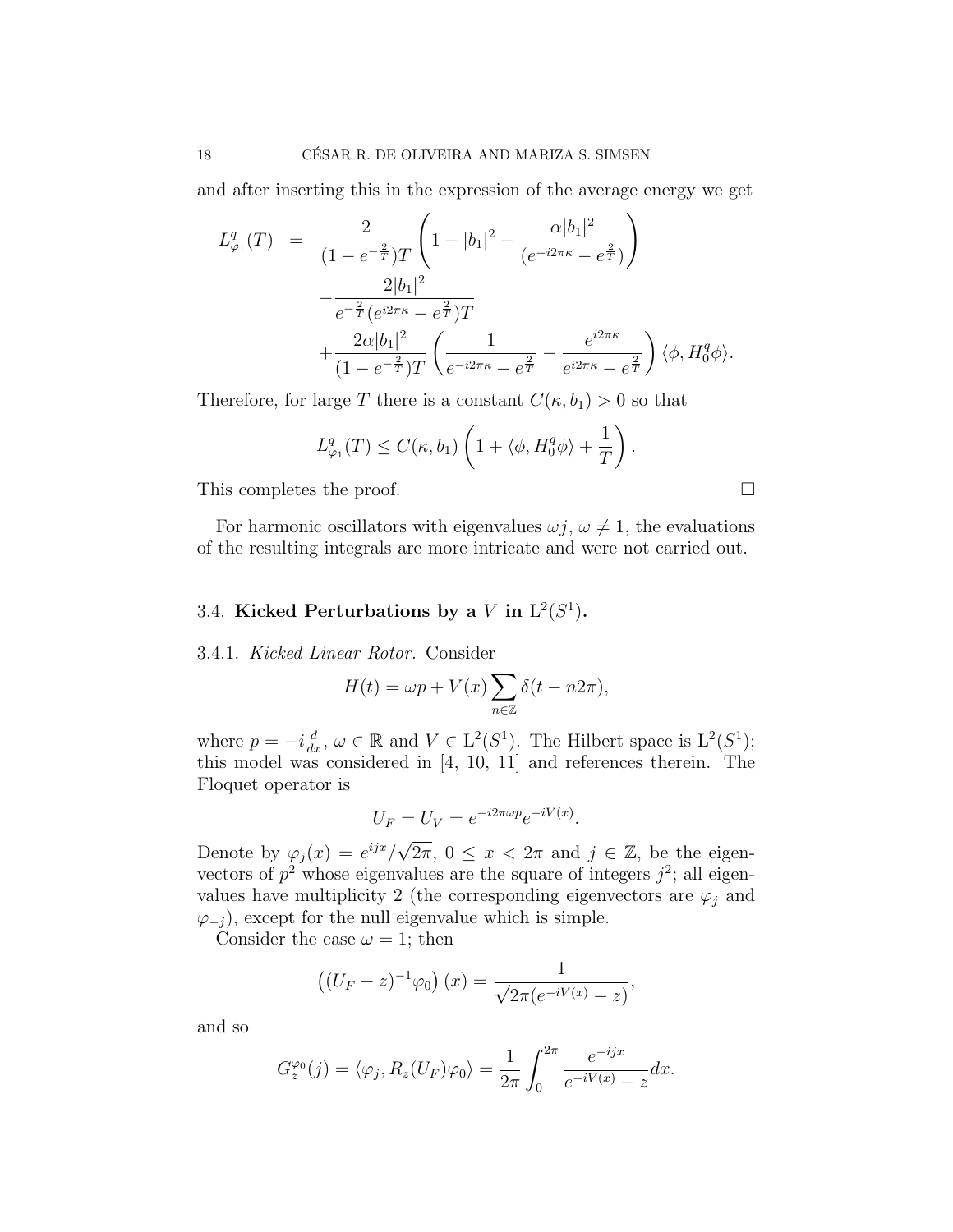and after inserting this in the expression of the average energy we get

$$
\begin{aligned}
L^q_{\varphi_1}(T) &= \frac{2}{(1-e^{-\frac{2}{T}})T}\left(1-|b_1|^2-\frac{\alpha|b_1|^2}{(e^{-i2\pi\kappa}-e^{\frac{2}{T}})}\right) \\
&\quad -\frac{2|b_1|^2}{e^{-\frac{2}{T}}(e^{i2\pi\kappa}-e^{\frac{2}{T}})T} \\
&\quad +\frac{2\alpha|b_1|^2}{(1-e^{-\frac{2}{T}})T}\left(\frac{1}{e^{-i2\pi\kappa}-e^{\frac{2}{T}}}-\frac{e^{i2\pi\kappa}}{e^{i2\pi\kappa}-e^{\frac{2}{T}}}\right)\langle\phi, H^q_0\phi\rangle.
\end{aligned}
$$

Therefore, for large $T$ there is a constant $C(\kappa, b_1) > 0$ so that

$$
L^q_{\varphi_1}(T) \le C(\kappa, b_1)\left(1+\langle\phi, H^q_0\phi\rangle+\frac{1}{T}\right).
$$

This completes the proof. □

For harmonic oscillators with eigenvalues $\omega j$, $\omega \ne 1$, the evaluations of the resulting integrals are more intricate and were not carried out.

### 3.4. **Kicked Perturbations by a $V$ in $\mathrm{L}^2(S^1)$.**

3.4.1. *Kicked Linear Rotor.* Consider

$$
H(t) = \omega p + V(x)\sum_{n\in\mathbb{Z}}\delta(t-n2\pi),
$$

where $p = -i\frac{d}{dx}$, $\omega \in \mathbb{R}$ and $V \in \mathrm{L}^2(S^1)$. The Hilbert space is $\mathrm{L}^2(S^1)$; this model was considered in [4, 10, 11] and references therein. The Floquet operator is

$$
U_F = U_V = e^{-i2\pi\omega p}e^{-iV(x)}.
$$

Denote by $\varphi_j(x) = e^{ijx}/\sqrt{2\pi}$, $0 \le x < 2\pi$ and $j \in \mathbb{Z}$, be the eigenvectors of $p^2$ whose eigenvalues are the square of integers $j^2$; all eigenvalues have multiplicity 2 (the corresponding eigenvectors are $\varphi_j$ and $\varphi_{-j}$), except for the null eigenvalue which is simple.

Consider the case $\omega = 1$; then

$$
\left((U_F - z)^{-1}\varphi_0\right)(x) = \frac{1}{\sqrt{2\pi}(e^{-iV(x)}-z)},
$$

and so

$$
G^{\varphi_0}_z(j) = \langle\varphi_j, R_z(U_F)\varphi_0\rangle = \frac{1}{2\pi}\int_0^{2\pi}\frac{e^{-ijx}}{e^{-iV(x)}-z}dx.
$$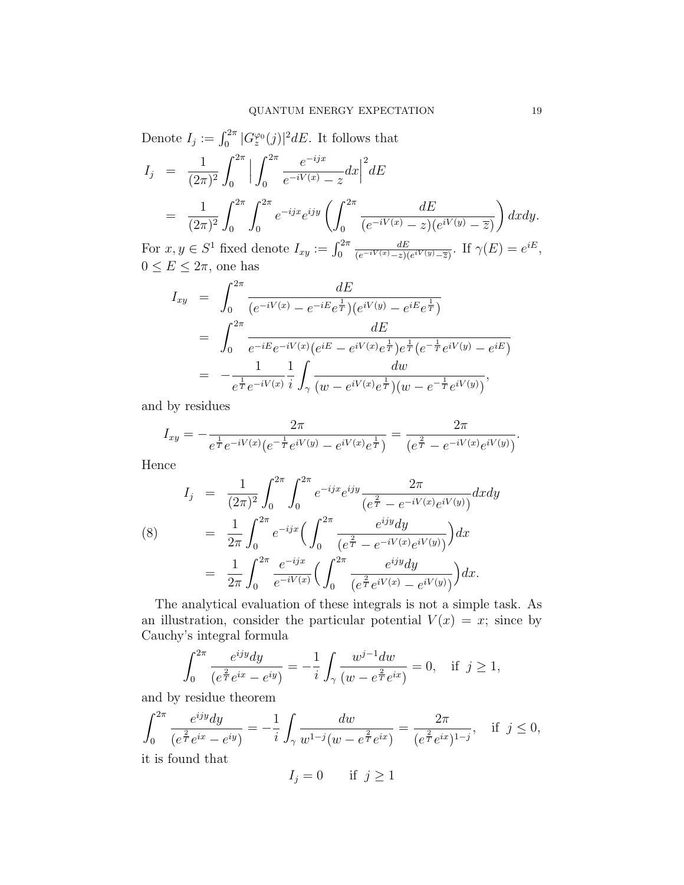Denote $I_j := \int_0^{2\pi} |G_z^{\varphi_0}(j)|^2 dE$. It follows that

$$
\begin{aligned}
I_j &= \frac{1}{(2\pi)^2} \int_0^{2\pi} \Big| \int_0^{2\pi} \frac{e^{-ijx}}{e^{-iV(x)} - z} dx \Big|^2 dE \\
&= \frac{1}{(2\pi)^2} \int_0^{2\pi} \int_0^{2\pi} e^{-ijx} e^{ijy} \left( \int_0^{2\pi} \frac{dE}{\big(e^{-iV(x)} - z\big)\big(e^{iV(y)} - \overline{z}\big)} \right) dxdy.
\end{aligned}
$$

For $x, y \in S^1$ fixed denote $I_{xy} := \int_0^{2\pi} \frac{dE}{(e^{-iV(x)} - z)(e^{iV(y)} - \overline{z})}$. If $\gamma(E) = e^{iE}$, $0 \le E \le 2\pi$, one has

$$
\begin{aligned}
I_{xy} &= \int_0^{2\pi} \frac{dE}{\big(e^{-iV(x)} - e^{-iE} e^{\frac{1}{T}}\big)\big(e^{iV(y)} - e^{iE} e^{\frac{1}{T}}\big)} \\
&= \int_0^{2\pi} \frac{dE}{e^{-iE} e^{-iV(x)} \big(e^{iE} - e^{iV(x)} e^{\frac{1}{T}}\big) e^{\frac{1}{T}} \big(e^{-\frac{1}{T}} e^{iV(y)} - e^{iE}\big)} \\
&= -\frac{1}{e^{\frac{1}{T}} e^{-iV(x)}} \frac{1}{i} \int_\gamma \frac{dw}{\big(w - e^{iV(x)} e^{\frac{1}{T}}\big)\big(w - e^{-\frac{1}{T}} e^{iV(y)}\big)},
\end{aligned}
$$

and by residues

$$
I_{xy} = -\frac{2\pi}{e^{\frac{1}{T}} e^{-iV(x)} \big(e^{-\frac{1}{T}} e^{iV(y)} - e^{iV(x)} e^{\frac{1}{T}}\big)} = \frac{2\pi}{\big(e^{\frac{2}{T}} - e^{-iV(x)} e^{iV(y)}\big)}.
$$

Hence

$$
\begin{aligned}
I_j &= \frac{1}{(2\pi)^2} \int_0^{2\pi} \int_0^{2\pi} e^{-ijx} e^{ijy} \frac{2\pi}{\big(e^{\frac{2}{T}} - e^{-iV(x)} e^{iV(y)}\big)} dxdy \\
&= \frac{1}{2\pi} \int_0^{2\pi} e^{-ijx} \Big( \int_0^{2\pi} \frac{e^{ijy} dy}{\big(e^{\frac{2}{T}} - e^{-iV(x)} e^{iV(y)}\big)} \Big) dx \qquad (8) \\
&= \frac{1}{2\pi} \int_0^{2\pi} \frac{e^{-ijx}}{e^{-iV(x)}} \Big( \int_0^{2\pi} \frac{e^{ijy} dy}{\big(e^{\frac{2}{T}} e^{iV(x)} - e^{iV(y)}\big)} \Big) dx.
\end{aligned}
$$

The analytical evaluation of these integrals is not a simple task. As an illustration, consider the particular potential $V(x) = x$; since by Cauchy's integral formula

$$
\int_0^{2\pi} \frac{e^{ijy} dy}{\big(e^{\frac{2}{T}} e^{ix} - e^{iy}\big)} = -\frac{1}{i} \int_\gamma \frac{w^{j-1} dw}{\big(w - e^{\frac{2}{T}} e^{ix}\big)} = 0, \quad \text{if } j \ge 1,
$$

and by residue theorem

$$
\int_0^{2\pi} \frac{e^{ijy} dy}{\big(e^{\frac{2}{T}} e^{ix} - e^{iy}\big)} = -\frac{1}{i} \int_\gamma \frac{dw}{w^{1-j} \big(w - e^{\frac{2}{T}} e^{ix}\big)} = \frac{2\pi}{\big(e^{\frac{2}{T}} e^{ix}\big)^{1-j}}, \quad \text{if } j \le 0,
$$

it is found that

$$
I_j = 0 \qquad \text{if } j \ge 1
$$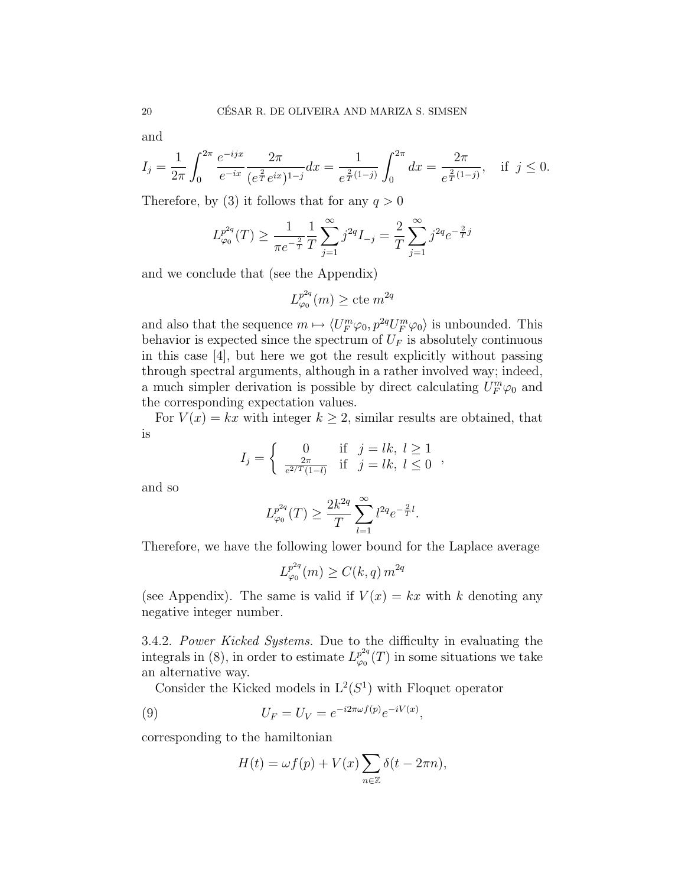and

$$I_j = \frac{1}{2\pi}\int_0^{2\pi} \frac{e^{-ijx}}{e^{-ix}} \frac{2\pi}{(e^{\frac{2}{T}}e^{ix})^{1-j}} dx = \frac{1}{e^{\frac{2}{T}(1-j)}}\int_0^{2\pi} dx = \frac{2\pi}{e^{\frac{2}{T}(1-j)}}, \quad \text{if } j \leq 0.$$

Therefore, by (3) it follows that for any $q > 0$

$$L_{\varphi_0}^{p^{2q}}(T) \geq \frac{1}{\pi e^{-\frac{2}{T}}} \frac{1}{T} \sum_{j=1}^{\infty} j^{2q} I_{-j} = \frac{2}{T} \sum_{j=1}^{\infty} j^{2q} e^{-\frac{2}{T}j}$$

and we conclude that (see the Appendix)

$$L_{\varphi_0}^{p^{2q}}(m) \geq \text{cte } m^{2q}$$

and also that the sequence $m \mapsto \langle U_F^m \varphi_0, p^{2q} U_F^m \varphi_0 \rangle$ is unbounded. This behavior is expected since the spectrum of $U_F$ is absolutely continuous in this case [4], but here we got the result explicitly without passing through spectral arguments, although in a rather involved way; indeed, a much simpler derivation is possible by direct calculating $U_F^m \varphi_0$ and the corresponding expectation values.

For $V(x) = kx$ with integer $k \geq 2$, similar results are obtained, that is

$$I_j = \begin{cases} 0 & \text{if } \;\; j = lk, \; l \geq 1 \\ \frac{2\pi}{e^{2/T(1-l)}} & \text{if } \;\; j = lk, \; l \leq 0 \end{cases},$$

and so

$$L_{\varphi_0}^{p^{2q}}(T) \geq \frac{2k^{2q}}{T} \sum_{l=1}^{\infty} l^{2q} e^{-\frac{2}{T}l}.$$

Therefore, we have the following lower bound for the Laplace average

$$L_{\varphi_0}^{p^{2q}}(m) \geq C(k,q)\, m^{2q}$$

(see Appendix). The same is valid if $V(x) = kx$ with $k$ denoting any negative integer number.

3.4.2. *Power Kicked Systems.* Due to the difficulty in evaluating the integrals in (8), in order to estimate $L_{\varphi_0}^{p^{2q}}(T)$ in some situations we take an alternative way.

Consider the Kicked models in $\mathrm{L}^2(S^1)$ with Floquet operator

$$U_F = U_V = e^{-i2\pi\omega f(p)} e^{-iV(x)}, \tag{9}$$

corresponding to the hamiltonian

$$H(t) = \omega f(p) + V(x) \sum_{n \in \mathbb{Z}} \delta(t - 2\pi n),$$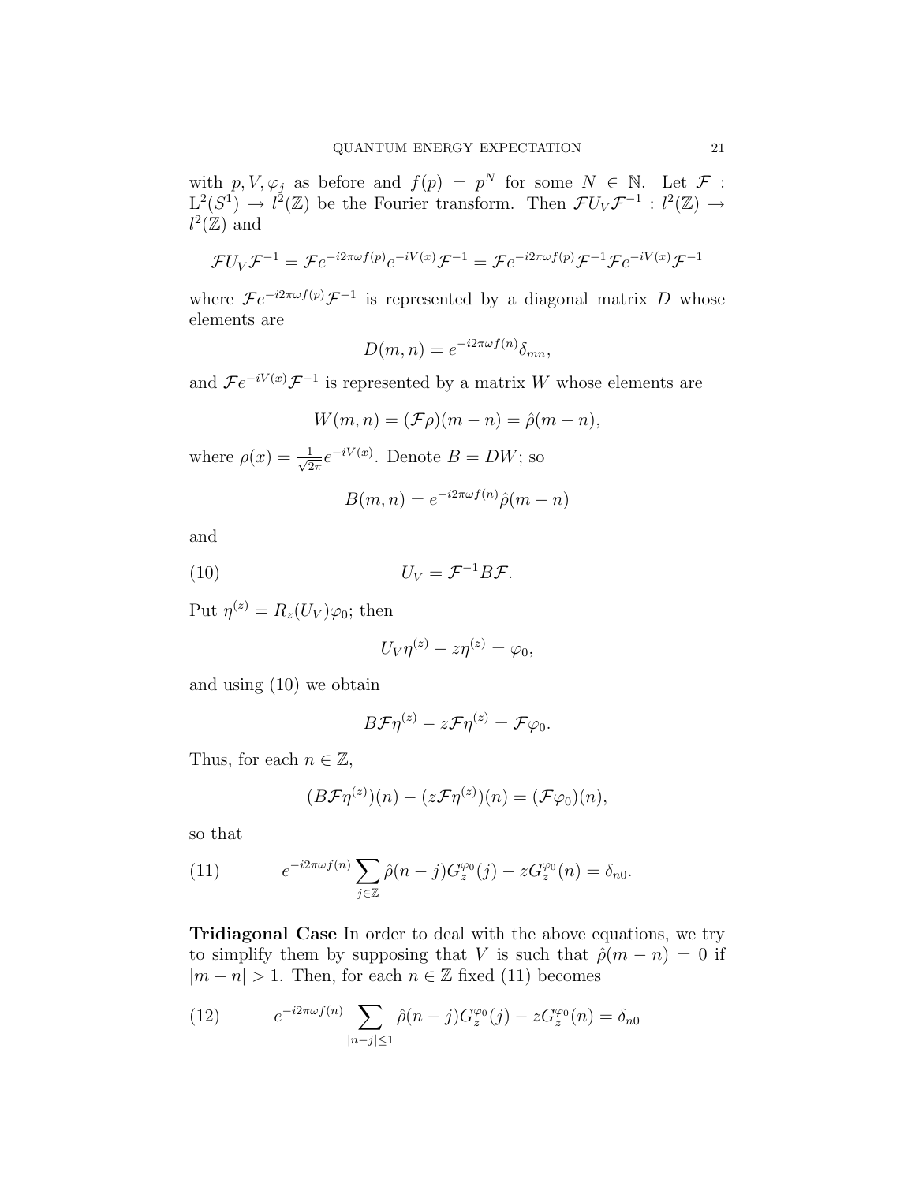with $p, V, \varphi_j$ as before and $f(p) = p^N$ for some $N \in \mathbb{N}$. Let $\mathcal{F} : \mathrm{L}^2(S^1) \to l^2(\mathbb{Z})$ be the Fourier transform. Then $\mathcal{F} U_V \mathcal{F}^{-1} : l^2(\mathbb{Z}) \to l^2(\mathbb{Z})$ and

$$\mathcal{F} U_V \mathcal{F}^{-1} = \mathcal{F} e^{-i2\pi\omega f(p)} e^{-iV(x)} \mathcal{F}^{-1} = \mathcal{F} e^{-i2\pi\omega f(p)} \mathcal{F}^{-1} \mathcal{F} e^{-iV(x)} \mathcal{F}^{-1}$$

where $\mathcal{F} e^{-i2\pi\omega f(p)} \mathcal{F}^{-1}$ is represented by a diagonal matrix $D$ whose elements are

$$D(m,n) = e^{-i2\pi\omega f(n)} \delta_{mn},$$

and $\mathcal{F} e^{-iV(x)} \mathcal{F}^{-1}$ is represented by a matrix $W$ whose elements are

$$W(m,n) = (\mathcal{F}\rho)(m-n) = \hat{\rho}(m-n),$$

where $\rho(x) = \frac{1}{\sqrt{2\pi}} e^{-iV(x)}$. Denote $B = DW$; so

$$B(m,n) = e^{-i2\pi\omega f(n)} \hat{\rho}(m-n)$$

and

$$U_V = \mathcal{F}^{-1} B \mathcal{F}. \tag{10}$$

Put $\eta^{(z)} = R_z(U_V)\varphi_0$; then

$$U_V \eta^{(z)} - z\eta^{(z)} = \varphi_0,$$

and using (10) we obtain

$$B\mathcal{F}\eta^{(z)} - z\mathcal{F}\eta^{(z)} = \mathcal{F}\varphi_0.$$

Thus, for each $n \in \mathbb{Z}$,

$$(B\mathcal{F}\eta^{(z)})(n) - (z\mathcal{F}\eta^{(z)})(n) = (\mathcal{F}\varphi_0)(n),$$

so that

$$e^{-i2\pi\omega f(n)} \sum_{j\in\mathbb{Z}} \hat{\rho}(n-j) G_z^{\varphi_0}(j) - z G_z^{\varphi_0}(n) = \delta_{n0}. \tag{11}$$

**Tridiagonal Case** In order to deal with the above equations, we try to simplify them by supposing that $V$ is such that $\hat{\rho}(m-n) = 0$ if $|m-n| > 1$. Then, for each $n \in \mathbb{Z}$ fixed (11) becomes

$$e^{-i2\pi\omega f(n)} \sum_{|n-j|\le 1} \hat{\rho}(n-j) G_z^{\varphi_0}(j) - z G_z^{\varphi_0}(n) = \delta_{n0} \tag{12}$$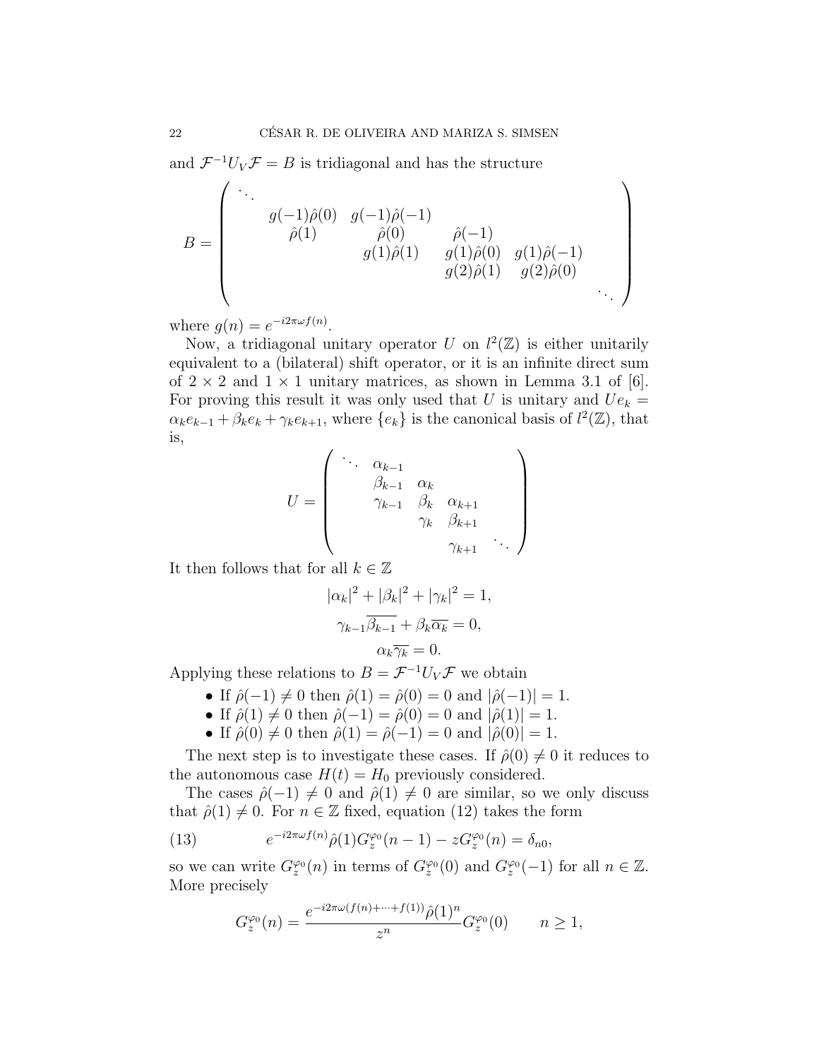and $\mathcal{F}^{-1}U_V\mathcal{F} = B$ is tridiagonal and has the structure

$$B = \begin{pmatrix} \ddots & & & & & \\ & g(-1)\hat{\rho}(0) & g(-1)\hat{\rho}(-1) & & & \\ & \hat{\rho}(1) & \hat{\rho}(0) & \hat{\rho}(-1) & & \\ & & g(1)\hat{\rho}(1) & g(1)\hat{\rho}(0) & g(1)\hat{\rho}(-1) & \\ & & & g(2)\hat{\rho}(1) & g(2)\hat{\rho}(0) & \\ & & & & & \ddots \end{pmatrix}$$

where $g(n) = e^{-i2\pi\omega f(n)}$.

Now, a tridiagonal unitary operator $U$ on $l^2(\mathbb{Z})$ is either unitarily equivalent to a (bilateral) shift operator, or it is an infinite direct sum of $2\times 2$ and $1\times 1$ unitary matrices, as shown in Lemma 3.1 of [6]. For proving this result it was only used that $U$ is unitary and $Ue_k = \alpha_k e_{k-1} + \beta_k e_k + \gamma_k e_{k+1}$, where $\{e_k\}$ is the canonical basis of $l^2(\mathbb{Z})$, that is,

$$U = \begin{pmatrix} \ddots & \alpha_{k-1} & & & \\ & \beta_{k-1} & \alpha_k & & \\ & \gamma_{k-1} & \beta_k & \alpha_{k+1} & \\ & & \gamma_k & \beta_{k+1} & \\ & & & \gamma_{k+1} & \ddots \end{pmatrix}$$

It then follows that for all $k \in \mathbb{Z}$

$$|\alpha_k|^2 + |\beta_k|^2 + |\gamma_k|^2 = 1,$$

$$\gamma_{k-1}\overline{\beta_{k-1}} + \beta_k\overline{\alpha_k} = 0,$$

$$\alpha_k\overline{\gamma_k} = 0.$$

Applying these relations to $B = \mathcal{F}^{-1}U_V\mathcal{F}$ we obtain

- If $\hat{\rho}(-1) \neq 0$ then $\hat{\rho}(1) = \hat{\rho}(0) = 0$ and $|\hat{\rho}(-1)| = 1$.
- If $\hat{\rho}(1) \neq 0$ then $\hat{\rho}(-1) = \hat{\rho}(0) = 0$ and $|\hat{\rho}(1)| = 1$.
- If $\hat{\rho}(0) \neq 0$ then $\hat{\rho}(1) = \hat{\rho}(-1) = 0$ and $|\hat{\rho}(0)| = 1$.

The next step is to investigate these cases. If $\hat{\rho}(0) \neq 0$ it reduces to the autonomous case $H(t) = H_0$ previously considered.

The cases $\hat{\rho}(-1) \neq 0$ and $\hat{\rho}(1) \neq 0$ are similar, so we only discuss that $\hat{\rho}(1) \neq 0$. For $n \in \mathbb{Z}$ fixed, equation (12) takes the form

$$e^{-i2\pi\omega f(n)}\hat{\rho}(1)G_z^{\varphi_0}(n-1) - zG_z^{\varphi_0}(n) = \delta_{n0}, \tag{13}$$

so we can write $G_z^{\varphi_0}(n)$ in terms of $G_z^{\varphi_0}(0)$ and $G_z^{\varphi_0}(-1)$ for all $n \in \mathbb{Z}$. More precisely

$$G_z^{\varphi_0}(n) = \frac{e^{-i2\pi\omega(f(n)+\cdots+f(1))}\hat{\rho}(1)^n}{z^n}G_z^{\varphi_0}(0) \qquad n \geq 1,$$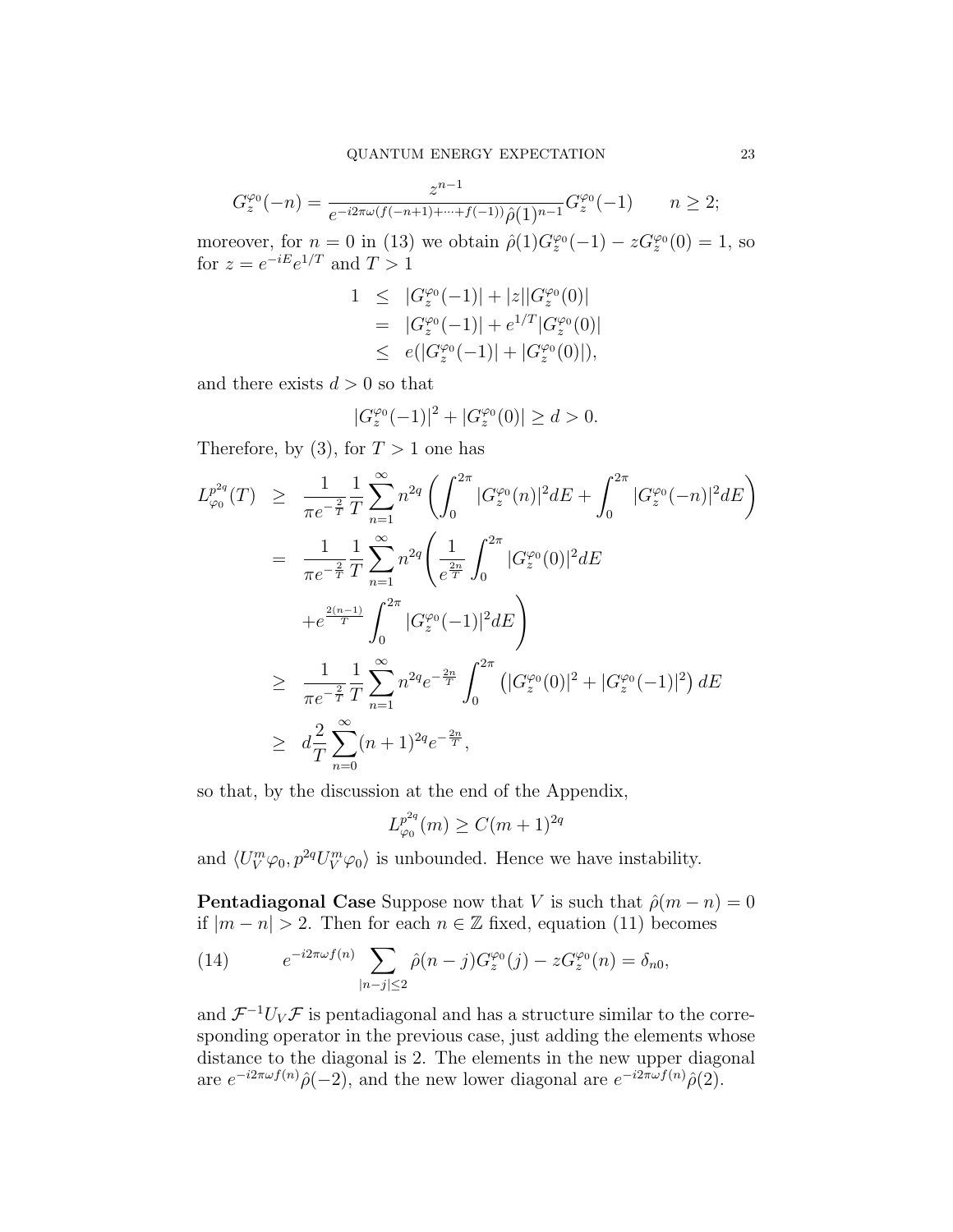$$G_z^{\varphi_0}(-n) = \frac{z^{n-1}}{e^{-i2\pi\omega(f(-n+1)+\cdots+f(-1))}\hat{\rho}(1)^{n-1}} G_z^{\varphi_0}(-1) \qquad n \geq 2;$$

moreover, for $n = 0$ in (13) we obtain $\hat{\rho}(1)G_z^{\varphi_0}(-1) - zG_z^{\varphi_0}(0) = 1$, so for $z = e^{-iE}e^{1/T}$ and $T > 1$

$$\begin{aligned} 1 &\leq |G_z^{\varphi_0}(-1)| + |z||G_z^{\varphi_0}(0)| \\ &= |G_z^{\varphi_0}(-1)| + e^{1/T}|G_z^{\varphi_0}(0)| \\ &\leq e(|G_z^{\varphi_0}(-1)| + |G_z^{\varphi_0}(0)|), \end{aligned}$$

and there exists $d > 0$ so that

$$|G_z^{\varphi_0}(-1)|^2 + |G_z^{\varphi_0}(0)| \geq d > 0.$$

Therefore, by (3), for $T > 1$ one has

$$\begin{aligned} L_{\varphi_0}^{p^{2q}}(T) &\geq \frac{1}{\pi e^{-\frac{2}{T}}} \frac{1}{T} \sum_{n=1}^{\infty} n^{2q} \left( \int_0^{2\pi} |G_z^{\varphi_0}(n)|^2 dE + \int_0^{2\pi} |G_z^{\varphi_0}(-n)|^2 dE \right) \\ &= \frac{1}{\pi e^{-\frac{2}{T}}} \frac{1}{T} \sum_{n=1}^{\infty} n^{2q} \Bigg( \frac{1}{e^{\frac{2n}{T}}} \int_0^{2\pi} |G_z^{\varphi_0}(0)|^2 dE \\ &\quad + e^{\frac{2(n-1)}{T}} \int_0^{2\pi} |G_z^{\varphi_0}(-1)|^2 dE \Bigg) \\ &\geq \frac{1}{\pi e^{-\frac{2}{T}}} \frac{1}{T} \sum_{n=1}^{\infty} n^{2q} e^{-\frac{2n}{T}} \int_0^{2\pi} \left( |G_z^{\varphi_0}(0)|^2 + |G_z^{\varphi_0}(-1)|^2 \right) dE \\ &\geq d \frac{2}{T} \sum_{n=0}^{\infty} (n+1)^{2q} e^{-\frac{2n}{T}}, \end{aligned}$$

so that, by the discussion at the end of the Appendix,

$$L_{\varphi_0}^{p^{2q}}(m) \geq C(m+1)^{2q}$$

and $\langle U_V^m \varphi_0, p^{2q} U_V^m \varphi_0 \rangle$ is unbounded. Hence we have instability.

**Pentadiagonal Case** Suppose now that $V$ is such that $\hat{\rho}(m-n) = 0$ if $|m-n| > 2$. Then for each $n \in \mathbb{Z}$ fixed, equation (11) becomes

$$(14) \qquad e^{-i2\pi\omega f(n)} \sum_{|n-j| \leq 2} \hat{\rho}(n-j) G_z^{\varphi_0}(j) - zG_z^{\varphi_0}(n) = \delta_{n0},$$

and $\mathcal{F}^{-1}U_V\mathcal{F}$ is pentadiagonal and has a structure similar to the corresponding operator in the previous case, just adding the elements whose distance to the diagonal is 2. The elements in the new upper diagonal are $e^{-i2\pi\omega f(n)}\hat{\rho}(-2)$, and the new lower diagonal are $e^{-i2\pi\omega f(n)}\hat{\rho}(2)$.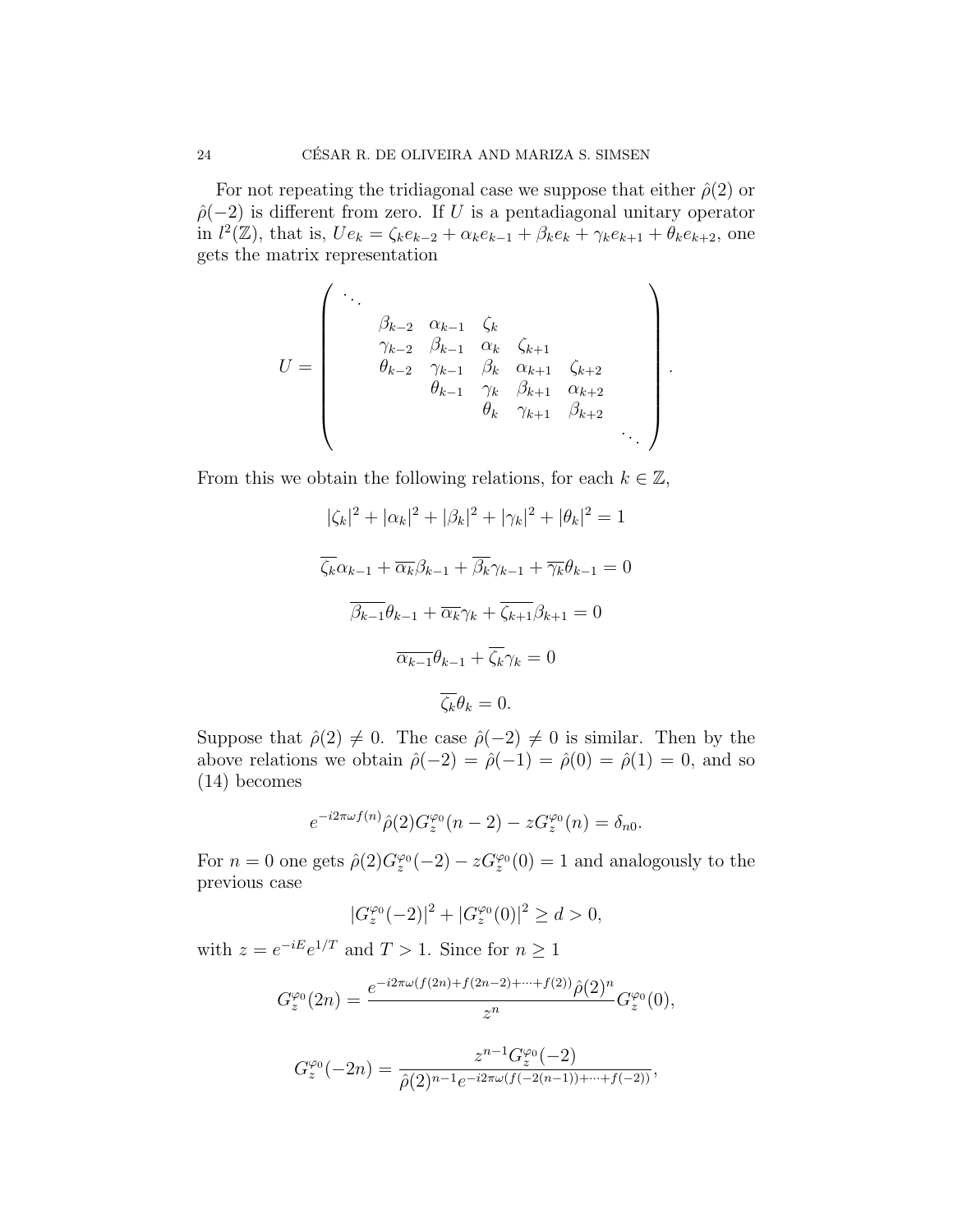For not repeating the tridiagonal case we suppose that either $\hat{\rho}(2)$ or $\hat{\rho}(-2)$ is different from zero. If $U$ is a pentadiagonal unitary operator in $l^2(\mathbb{Z})$, that is, $Ue_k = \zeta_k e_{k-2} + \alpha_k e_{k-1} + \beta_k e_k + \gamma_k e_{k+1} + \theta_k e_{k+2}$, one gets the matrix representation

$$U = \begin{pmatrix} \ddots & & & & & & \\ & \beta_{k-2} & \alpha_{k-1} & \zeta_k & & & \\ & \gamma_{k-2} & \beta_{k-1} & \alpha_k & \zeta_{k+1} & & \\ & \theta_{k-2} & \gamma_{k-1} & \beta_k & \alpha_{k+1} & \zeta_{k+2} & \\ & & \theta_{k-1} & \gamma_k & \beta_{k+1} & \alpha_{k+2} & \\ & & & \theta_k & \gamma_{k+1} & \beta_{k+2} & \\ & & & & & & \ddots \end{pmatrix}.$$

From this we obtain the following relations, for each $k \in \mathbb{Z}$,

$$|\zeta_k|^2 + |\alpha_k|^2 + |\beta_k|^2 + |\gamma_k|^2 + |\theta_k|^2 = 1$$

$$\overline{\zeta_k}\alpha_{k-1} + \overline{\alpha_k}\beta_{k-1} + \overline{\beta_k}\gamma_{k-1} + \overline{\gamma_k}\theta_{k-1} = 0$$

$$\overline{\beta_{k-1}}\theta_{k-1} + \overline{\alpha_k}\gamma_k + \overline{\zeta_{k+1}}\beta_{k+1} = 0$$

$$\overline{\alpha_{k-1}}\theta_{k-1} + \overline{\zeta_k}\gamma_k = 0$$

$$\overline{\zeta_k}\theta_k = 0.$$

Suppose that $\hat{\rho}(2) \neq 0$. The case $\hat{\rho}(-2) \neq 0$ is similar. Then by the above relations we obtain $\hat{\rho}(-2) = \hat{\rho}(-1) = \hat{\rho}(0) = \hat{\rho}(1) = 0$, and so (14) becomes

$$e^{-i2\pi\omega f(n)}\hat{\rho}(2)G_z^{\varphi_0}(n-2) - zG_z^{\varphi_0}(n) = \delta_{n0}.$$

For $n = 0$ one gets $\hat{\rho}(2)G_z^{\varphi_0}(-2) - zG_z^{\varphi_0}(0) = 1$ and analogously to the previous case

$$|G_z^{\varphi_0}(-2)|^2 + |G_z^{\varphi_0}(0)|^2 \geq d > 0,$$

with $z = e^{-iE}e^{1/T}$ and $T > 1$. Since for $n \geq 1$

$$G_z^{\varphi_0}(2n) = \frac{e^{-i2\pi\omega(f(2n)+f(2n-2)+\cdots+f(2))}\hat{\rho}(2)^n}{z^n}G_z^{\varphi_0}(0),$$

$$G_z^{\varphi_0}(-2n) = \frac{z^{n-1}G_z^{\varphi_0}(-2)}{\hat{\rho}(2)^{n-1}e^{-i2\pi\omega(f(-2(n-1))+\cdots+f(-2))}},$$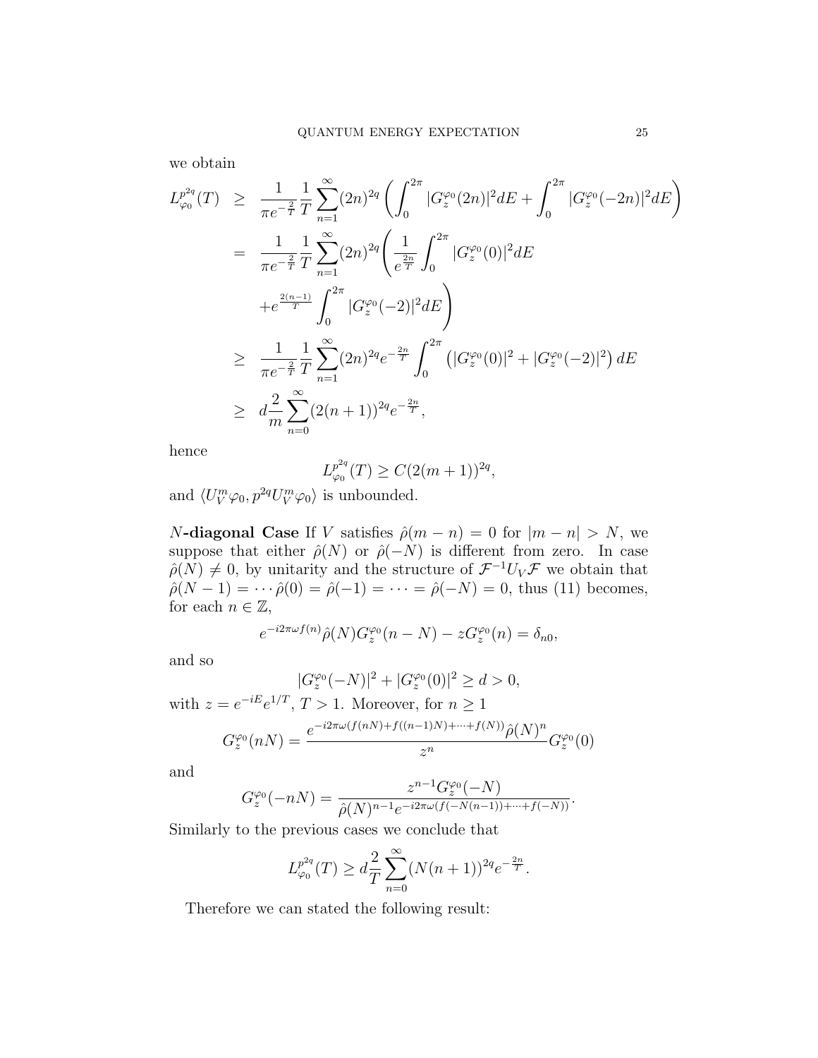we obtain

$$
\begin{aligned}
L_{\varphi_0}^{p^{2q}}(T) &\geq \frac{1}{\pi e^{-\frac{2}{T}}}\frac{1}{T}\sum_{n=1}^{\infty}(2n)^{2q}\left(\int_0^{2\pi}|G_z^{\varphi_0}(2n)|^2dE + \int_0^{2\pi}|G_z^{\varphi_0}(-2n)|^2dE\right) \\
&= \frac{1}{\pi e^{-\frac{2}{T}}}\frac{1}{T}\sum_{n=1}^{\infty}(2n)^{2q}\Bigg(\frac{1}{e^{\frac{2n}{T}}}\int_0^{2\pi}|G_z^{\varphi_0}(0)|^2dE \\
&\quad + e^{\frac{2(n-1)}{T}}\int_0^{2\pi}|G_z^{\varphi_0}(-2)|^2dE\Bigg) \\
&\geq \frac{1}{\pi e^{-\frac{2}{T}}}\frac{1}{T}\sum_{n=1}^{\infty}(2n)^{2q}e^{-\frac{2n}{T}}\int_0^{2\pi}\left(|G_z^{\varphi_0}(0)|^2 + |G_z^{\varphi_0}(-2)|^2\right)dE \\
&\geq d\frac{2}{m}\sum_{n=0}^{\infty}(2(n+1))^{2q}e^{-\frac{2n}{T}},
\end{aligned}
$$

hence

$$
L_{\varphi_0}^{p^{2q}}(T) \geq C(2(m+1))^{2q},
$$

and $\langle U_V^m\varphi_0, p^{2q}U_V^m\varphi_0\rangle$ is unbounded.

*N*-**diagonal Case** If $V$ satisfies $\hat{\rho}(m-n) = 0$ for $|m-n| > N$, we suppose that either $\hat{\rho}(N)$ or $\hat{\rho}(-N)$ is different from zero. In case $\hat{\rho}(N) \neq 0$, by unitarity and the structure of $\mathcal{F}^{-1}U_V\mathcal{F}$ we obtain that $\hat{\rho}(N-1) = \cdots \hat{\rho}(0) = \hat{\rho}(-1) = \cdots = \hat{\rho}(-N) = 0$, thus (11) becomes, for each $n \in \mathbb{Z}$,

$$
e^{-i2\pi\omega f(n)}\hat{\rho}(N)G_z^{\varphi_0}(n-N) - zG_z^{\varphi_0}(n) = \delta_{n0},
$$

and so

$$
|G_z^{\varphi_0}(-N)|^2 + |G_z^{\varphi_0}(0)|^2 \geq d > 0,
$$

with $z = e^{-iE}e^{1/T}$, $T > 1$. Moreover, for $n \geq 1$

$$
G_z^{\varphi_0}(nN) = \frac{e^{-i2\pi\omega(f(nN)+f((n-1)N)+\cdots+f(N))}\hat{\rho}(N)^n}{z^n}G_z^{\varphi_0}(0)
$$

and

$$
G_z^{\varphi_0}(-nN) = \frac{z^{n-1}G_z^{\varphi_0}(-N)}{\hat{\rho}(N)^{n-1}e^{-i2\pi\omega(f(-N(n-1))+\cdots+f(-N))}}.
$$

Similarly to the previous cases we conclude that

$$
L_{\varphi_0}^{p^{2q}}(T) \geq d\frac{2}{T}\sum_{n=0}^{\infty}(N(n+1))^{2q}e^{-\frac{2n}{T}}.
$$

Therefore we can stated the following result: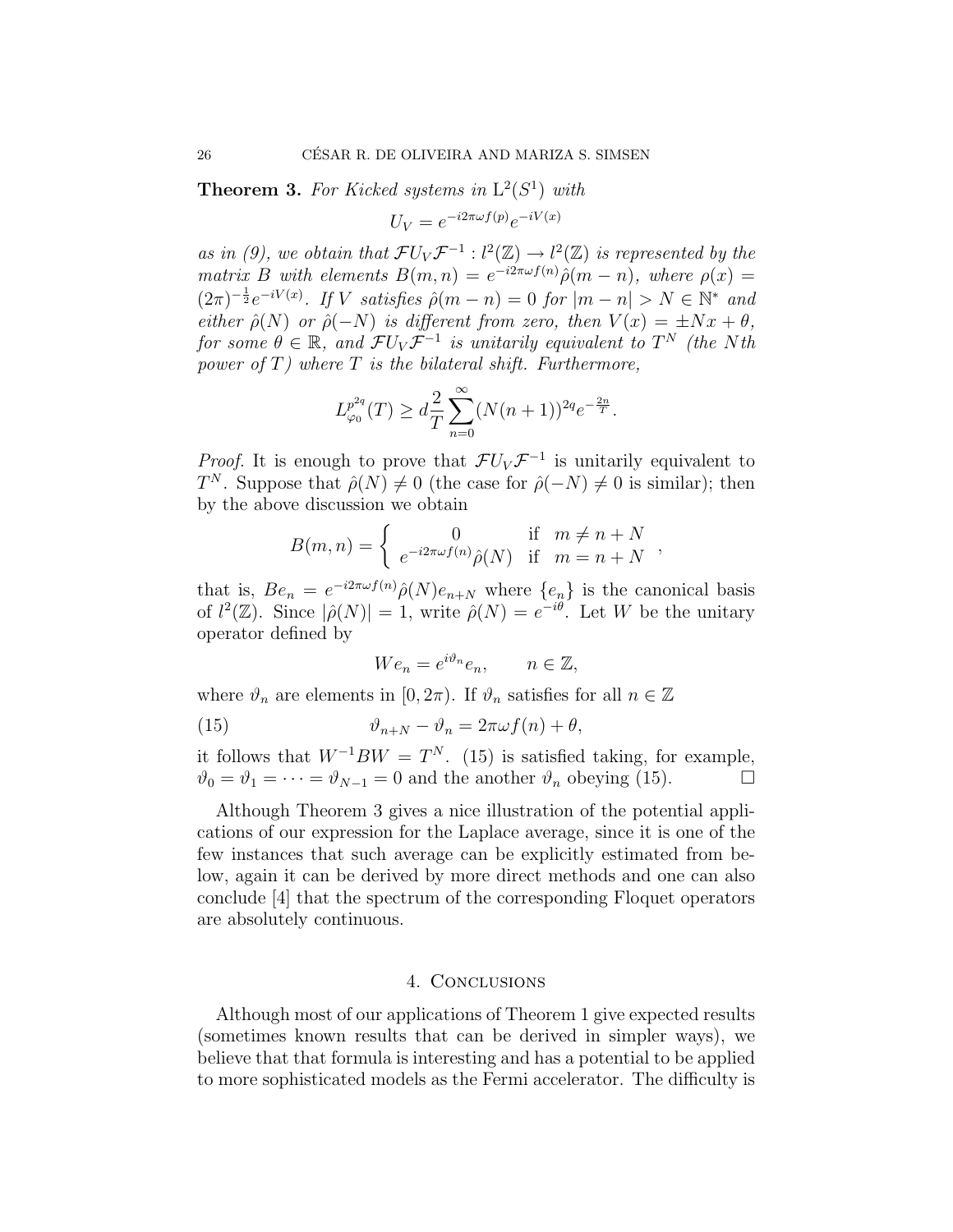**Theorem 3.** *For Kicked systems in* $\mathrm{L}^2(S^1)$ *with*

$$U_V = e^{-i2\pi\omega f(p)}e^{-iV(x)}$$

*as in (9), we obtain that* $\mathcal{F}U_V\mathcal{F}^{-1} : l^2(\mathbb{Z}) \to l^2(\mathbb{Z})$ *is represented by the matrix* $B$ *with elements* $B(m,n) = e^{-i2\pi\omega f(n)}\hat{\rho}(m-n)$*, where* $\rho(x) = (2\pi)^{-\frac{1}{2}}e^{-iV(x)}$*. If* $V$ *satisfies* $\hat{\rho}(m-n) = 0$ *for* $|m-n| > N \in \mathbb{N}^*$ *and either* $\hat{\rho}(N)$ *or* $\hat{\rho}(-N)$ *is different from zero, then* $V(x) = \pm Nx + \theta$*, for some* $\theta \in \mathbb{R}$*, and* $\mathcal{F}U_V\mathcal{F}^{-1}$ *is unitarily equivalent to* $T^N$ *(the* $N$*th power of* $T$*) where* $T$ *is the bilateral shift. Furthermore,*

$$L^{p^{2q}}_{\varphi_0}(T) \geq d\frac{2}{T}\sum_{n=0}^{\infty}(N(n+1))^{2q}e^{-\frac{2n}{T}}.$$

*Proof.* It is enough to prove that $\mathcal{F}U_V\mathcal{F}^{-1}$ is unitarily equivalent to $T^N$. Suppose that $\hat{\rho}(N) \neq 0$ (the case for $\hat{\rho}(-N) \neq 0$ is similar); then by the above discussion we obtain

$$B(m,n) = \begin{cases} 0 & \text{if } \ m \neq n+N \\ e^{-i2\pi\omega f(n)}\hat{\rho}(N) & \text{if } \ m = n+N \end{cases},$$

that is, $Be_n = e^{-i2\pi\omega f(n)}\hat{\rho}(N)e_{n+N}$ where $\{e_n\}$ is the canonical basis of $l^2(\mathbb{Z})$. Since $|\hat{\rho}(N)| = 1$, write $\hat{\rho}(N) = e^{-i\theta}$. Let $W$ be the unitary operator defined by

$$We_n = e^{i\vartheta_n}e_n, \qquad n \in \mathbb{Z},$$

where $\vartheta_n$ are elements in $[0, 2\pi)$. If $\vartheta_n$ satisfies for all $n \in \mathbb{Z}$

$$\vartheta_{n+N} - \vartheta_n = 2\pi\omega f(n) + \theta, \tag{15}$$

it follows that $W^{-1}BW = T^N$. (15) is satisfied taking, for example, $\vartheta_0 = \vartheta_1 = \cdots = \vartheta_{N-1} = 0$ and the another $\vartheta_n$ obeying (15). $\square$

Although Theorem 3 gives a nice illustration of the potential applications of our expression for the Laplace average, since it is one of the few instances that such average can be explicitly estimated from below, again it can be derived by more direct methods and one can also conclude [4] that the spectrum of the corresponding Floquet operators are absolutely continuous.

## 4. Conclusions

Although most of our applications of Theorem 1 give expected results (sometimes known results that can be derived in simpler ways), we believe that that formula is interesting and has a potential to be applied to more sophisticated models as the Fermi accelerator. The difficulty is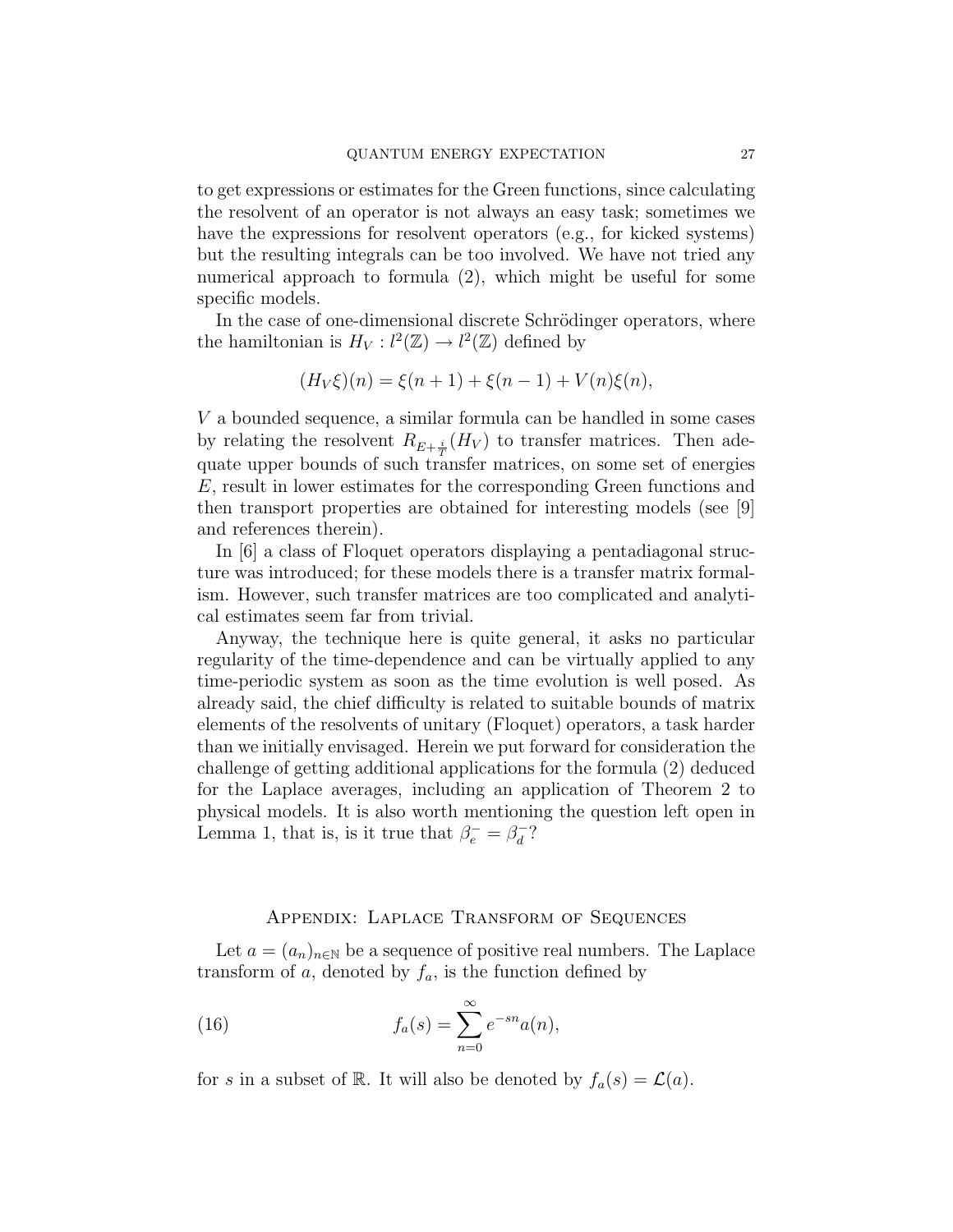to get expressions or estimates for the Green functions, since calculating the resolvent of an operator is not always an easy task; sometimes we have the expressions for resolvent operators (e.g., for kicked systems) but the resulting integrals can be too involved. We have not tried any numerical approach to formula (2), which might be useful for some specific models.

In the case of one-dimensional discrete Schrödinger operators, where the hamiltonian is $H_V : l^2(\mathbb{Z}) \to l^2(\mathbb{Z})$ defined by

$$(H_V\xi)(n) = \xi(n+1) + \xi(n-1) + V(n)\xi(n),$$

$V$ a bounded sequence, a similar formula can be handled in some cases by relating the resolvent $R_{E+\frac{i}{T}}(H_V)$ to transfer matrices. Then adequate upper bounds of such transfer matrices, on some set of energies $E$, result in lower estimates for the corresponding Green functions and then transport properties are obtained for interesting models (see [9] and references therein).

In [6] a class of Floquet operators displaying a pentadiagonal structure was introduced; for these models there is a transfer matrix formalism. However, such transfer matrices are too complicated and analytical estimates seem far from trivial.

Anyway, the technique here is quite general, it asks no particular regularity of the time-dependence and can be virtually applied to any time-periodic system as soon as the time evolution is well posed. As already said, the chief difficulty is related to suitable bounds of matrix elements of the resolvents of unitary (Floquet) operators, a task harder than we initially envisaged. Herein we put forward for consideration the challenge of getting additional applications for the formula (2) deduced for the Laplace averages, including an application of Theorem 2 to physical models. It is also worth mentioning the question left open in Lemma 1, that is, is it true that $\beta_e^- = \beta_d^-$?

## Appendix: Laplace Transform of Sequences

Let $a = (a_n)_{n\in\mathbb{N}}$ be a sequence of positive real numbers. The Laplace transform of $a$, denoted by $f_a$, is the function defined by

$$f_a(s) = \sum_{n=0}^{\infty} e^{-sn} a(n), \tag{16}$$

for $s$ in a subset of $\mathbb{R}$. It will also be denoted by $f_a(s) = \mathcal{L}(a)$.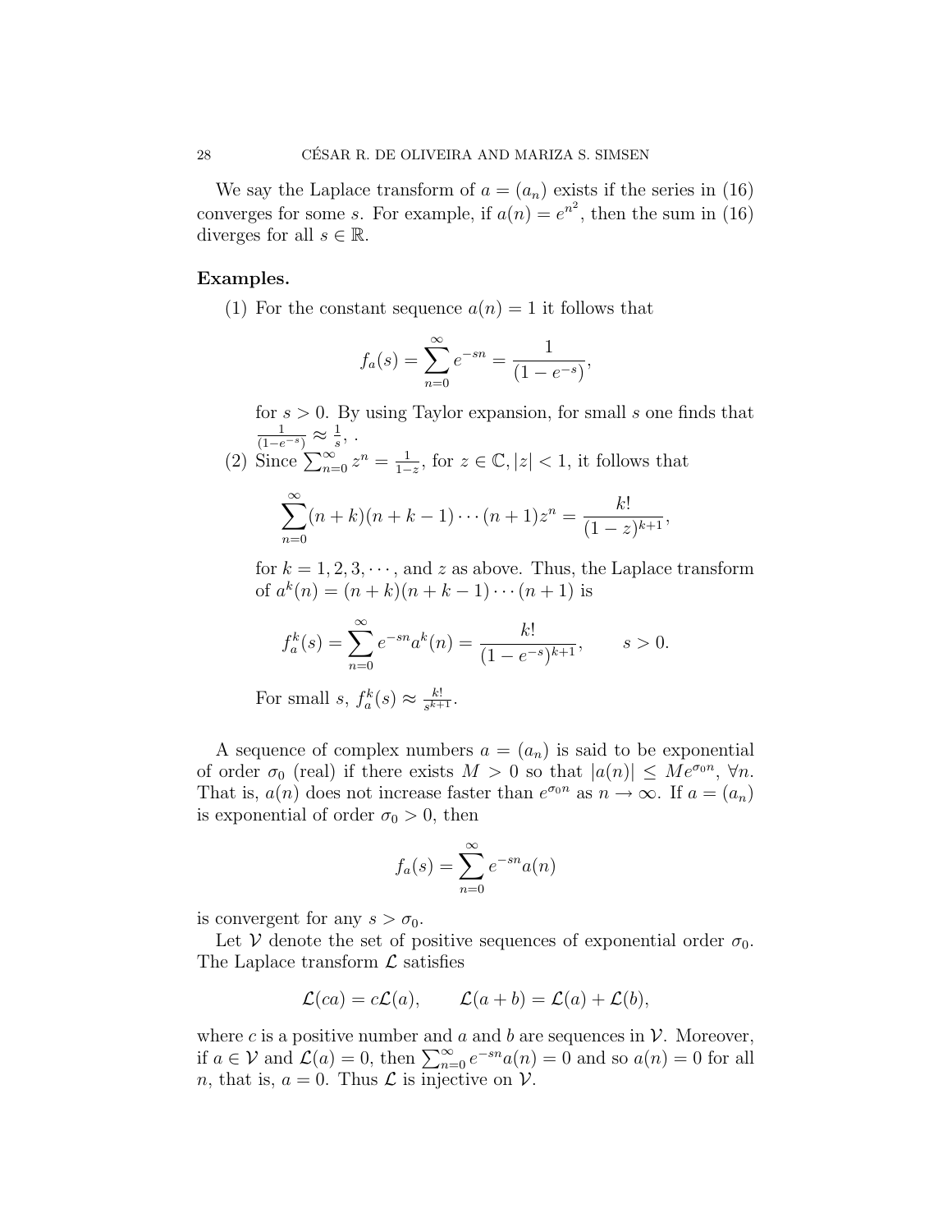We say the Laplace transform of $a = (a_n)$ exists if the series in (16) converges for some $s$. For example, if $a(n) = e^{n^2}$, then the sum in (16) diverges for all $s \in \mathbb{R}$.

**Examples.**

(1) For the constant sequence $a(n) = 1$ it follows that

$$f_a(s) = \sum_{n=0}^{\infty} e^{-sn} = \frac{1}{(1 - e^{-s})},$$

for $s > 0$. By using Taylor expansion, for small $s$ one finds that $\frac{1}{(1-e^{-s})} \approx \frac{1}{s}$, .

(2) Since $\sum_{n=0}^{\infty} z^n = \frac{1}{1-z}$, for $z \in \mathbb{C}, |z| < 1$, it follows that

$$\sum_{n=0}^{\infty} (n+k)(n+k-1)\cdots(n+1)z^n = \frac{k!}{(1-z)^{k+1}},$$

for $k = 1, 2, 3, \cdots$, and $z$ as above. Thus, the Laplace transform of $a^k(n) = (n+k)(n+k-1)\cdots(n+1)$ is

$$f_a^k(s) = \sum_{n=0}^{\infty} e^{-sn} a^k(n) = \frac{k!}{(1 - e^{-s})^{k+1}}, \qquad s > 0.$$

For small $s$, $f_a^k(s) \approx \frac{k!}{s^{k+1}}$.

A sequence of complex numbers $a = (a_n)$ is said to be exponential of order $\sigma_0$ (real) if there exists $M > 0$ so that $|a(n)| \le M e^{\sigma_0 n}$, $\forall n$. That is, $a(n)$ does not increase faster than $e^{\sigma_0 n}$ as $n \to \infty$. If $a = (a_n)$ is exponential of order $\sigma_0 > 0$, then

$$f_a(s) = \sum_{n=0}^{\infty} e^{-sn} a(n)$$

is convergent for any $s > \sigma_0$.

Let $\mathcal{V}$ denote the set of positive sequences of exponential order $\sigma_0$. The Laplace transform $\mathcal{L}$ satisfies

$$\mathcal{L}(ca) = c\mathcal{L}(a), \qquad \mathcal{L}(a + b) = \mathcal{L}(a) + \mathcal{L}(b),$$

where $c$ is a positive number and $a$ and $b$ are sequences in $\mathcal{V}$. Moreover, if $a \in \mathcal{V}$ and $\mathcal{L}(a) = 0$, then $\sum_{n=0}^{\infty} e^{-sn} a(n) = 0$ and so $a(n) = 0$ for all $n$, that is, $a = 0$. Thus $\mathcal{L}$ is injective on $\mathcal{V}$.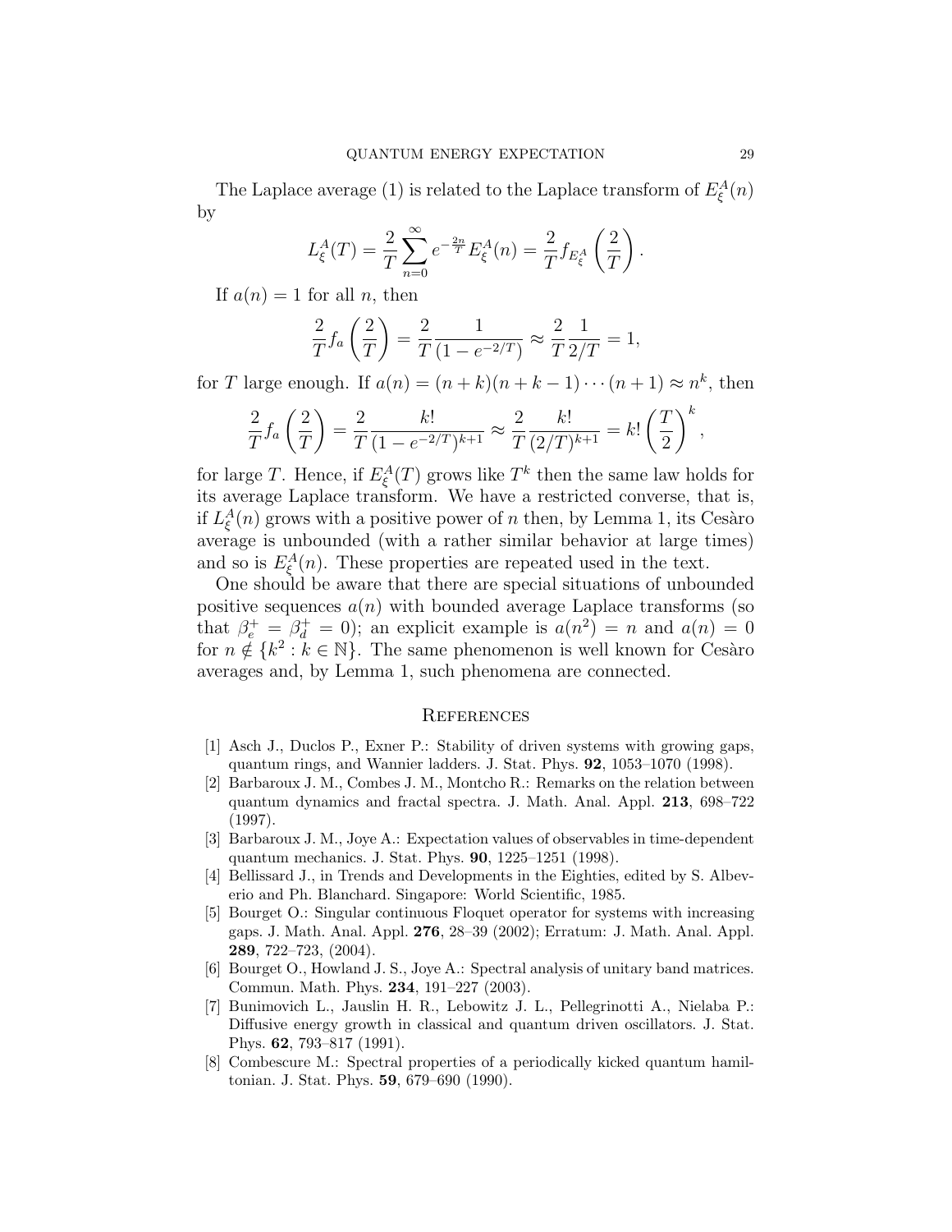The Laplace average (1) is related to the Laplace transform of $E_\xi^A(n)$ by

$$L_\xi^A(T) = \frac{2}{T}\sum_{n=0}^{\infty} e^{-\frac{2n}{T}} E_\xi^A(n) = \frac{2}{T} f_{E_\xi^A}\left(\frac{2}{T}\right).$$

If $a(n) = 1$ for all $n$, then

$$\frac{2}{T} f_a\left(\frac{2}{T}\right) = \frac{2}{T}\frac{1}{(1-e^{-2/T})} \approx \frac{2}{T}\frac{1}{2/T} = 1,$$

for $T$ large enough. If $a(n) = (n+k)(n+k-1)\cdots(n+1) \approx n^k$, then

$$\frac{2}{T} f_a\left(\frac{2}{T}\right) = \frac{2}{T}\frac{k!}{(1-e^{-2/T})^{k+1}} \approx \frac{2}{T}\frac{k!}{(2/T)^{k+1}} = k!\left(\frac{T}{2}\right)^k,$$

for large $T$. Hence, if $E_\xi^A(T)$ grows like $T^k$ then the same law holds for its average Laplace transform. We have a restricted converse, that is, if $L_\xi^A(n)$ grows with a positive power of $n$ then, by Lemma 1, its Cesàro average is unbounded (with a rather similar behavior at large times) and so is $E_\xi^A(n)$. These properties are repeated used in the text.

One should be aware that there are special situations of unbounded positive sequences $a(n)$ with bounded average Laplace transforms (so that $\beta_e^+ = \beta_d^+ = 0$); an explicit example is $a(n^2) = n$ and $a(n) = 0$ for $n \notin \{k^2 : k \in \mathbb{N}\}$. The same phenomenon is well known for Cesàro averages and, by Lemma 1, such phenomena are connected.

## References

[1] Asch J., Duclos P., Exner P.: Stability of driven systems with growing gaps, quantum rings, and Wannier ladders. J. Stat. Phys. **92**, 1053–1070 (1998).

[2] Barbaroux J. M., Combes J. M., Montcho R.: Remarks on the relation between quantum dynamics and fractal spectra. J. Math. Anal. Appl. **213**, 698–722 (1997).

[3] Barbaroux J. M., Joye A.: Expectation values of observables in time-dependent quantum mechanics. J. Stat. Phys. **90**, 1225–1251 (1998).

[4] Bellissard J., in Trends and Developments in the Eighties, edited by S. Albeverio and Ph. Blanchard. Singapore: World Scientific, 1985.

[5] Bourget O.: Singular continuous Floquet operator for systems with increasing gaps. J. Math. Anal. Appl. **276**, 28–39 (2002); Erratum: J. Math. Anal. Appl. **289**, 722–723, (2004).

[6] Bourget O., Howland J. S., Joye A.: Spectral analysis of unitary band matrices. Commun. Math. Phys. **234**, 191–227 (2003).

[7] Bunimovich L., Jauslin H. R., Lebowitz J. L., Pellegrinotti A., Nielaba P.: Diffusive energy growth in classical and quantum driven oscillators. J. Stat. Phys. **62**, 793–817 (1991).

[8] Combescure M.: Spectral properties of a periodically kicked quantum hamiltonian. J. Stat. Phys. **59**, 679–690 (1990).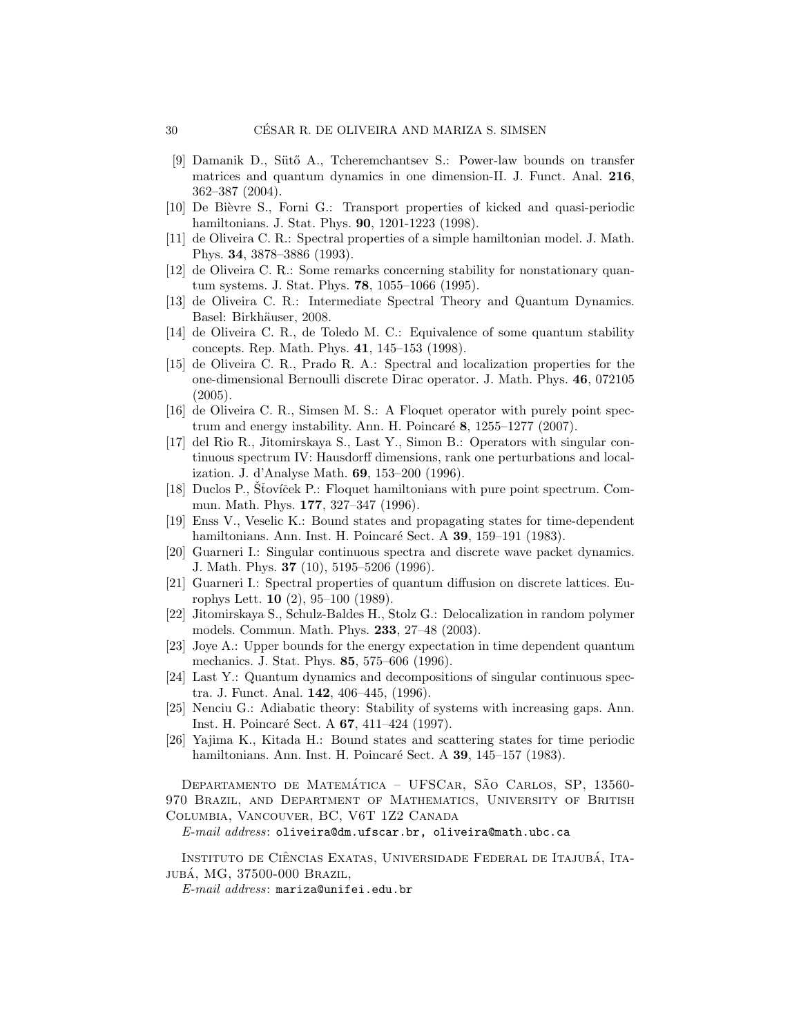[9] Damanik D., Sütő A., Tcheremchantsev S.: Power-law bounds on transfer matrices and quantum dynamics in one dimension-II. J. Funct. Anal. **216**, 362–387 (2004).

[10] De Bièvre S., Forni G.: Transport properties of kicked and quasi-periodic hamiltonians. J. Stat. Phys. **90**, 1201-1223 (1998).

[11] de Oliveira C. R.: Spectral properties of a simple hamiltonian model. J. Math. Phys. **34**, 3878–3886 (1993).

[12] de Oliveira C. R.: Some remarks concerning stability for nonstationary quantum systems. J. Stat. Phys. **78**, 1055–1066 (1995).

[13] de Oliveira C. R.: Intermediate Spectral Theory and Quantum Dynamics. Basel: Birkhäuser, 2008.

[14] de Oliveira C. R., de Toledo M. C.: Equivalence of some quantum stability concepts. Rep. Math. Phys. **41**, 145–153 (1998).

[15] de Oliveira C. R., Prado R. A.: Spectral and localization properties for the one-dimensional Bernoulli discrete Dirac operator. J. Math. Phys. **46**, 072105 (2005).

[16] de Oliveira C. R., Simsen M. S.: A Floquet operator with purely point spectrum and energy instability. Ann. H. Poincaré **8**, 1255–1277 (2007).

[17] del Rio R., Jitomirskaya S., Last Y., Simon B.: Operators with singular continuous spectrum IV: Hausdorff dimensions, rank one perturbations and localization. J. d'Analyse Math. **69**, 153–200 (1996).

[18] Duclos P., Šťovíček P.: Floquet hamiltonians with pure point spectrum. Commun. Math. Phys. **177**, 327–347 (1996).

[19] Enss V., Veselic K.: Bound states and propagating states for time-dependent hamiltonians. Ann. Inst. H. Poincaré Sect. A **39**, 159–191 (1983).

[20] Guarneri I.: Singular continuous spectra and discrete wave packet dynamics. J. Math. Phys. **37** (10), 5195–5206 (1996).

[21] Guarneri I.: Spectral properties of quantum diffusion on discrete lattices. Europhys Lett. **10** (2), 95–100 (1989).

[22] Jitomirskaya S., Schulz-Baldes H., Stolz G.: Delocalization in random polymer models. Commun. Math. Phys. **233**, 27–48 (2003).

[23] Joye A.: Upper bounds for the energy expectation in time dependent quantum mechanics. J. Stat. Phys. **85**, 575–606 (1996).

[24] Last Y.: Quantum dynamics and decompositions of singular continuous spectra. J. Funct. Anal. **142**, 406–445, (1996).

[25] Nenciu G.: Adiabatic theory: Stability of systems with increasing gaps. Ann. Inst. H. Poincaré Sect. A **67**, 411–424 (1997).

[26] Yajima K., Kitada H.: Bound states and scattering states for time periodic hamiltonians. Ann. Inst. H. Poincaré Sect. A **39**, 145–157 (1983).

Departamento de Matemática – UFSCar, São Carlos, SP, 13560-970 Brazil, and Department of Mathematics, University of British Columbia, Vancouver, BC, V6T 1Z2 Canada

*E-mail address*: oliveira@dm.ufscar.br, oliveira@math.ubc.ca

Instituto de Ciências Exatas, Universidade Federal de Itajubá, Itajubá, MG, 37500-000 Brazil,

*E-mail address*: mariza@unifei.edu.br